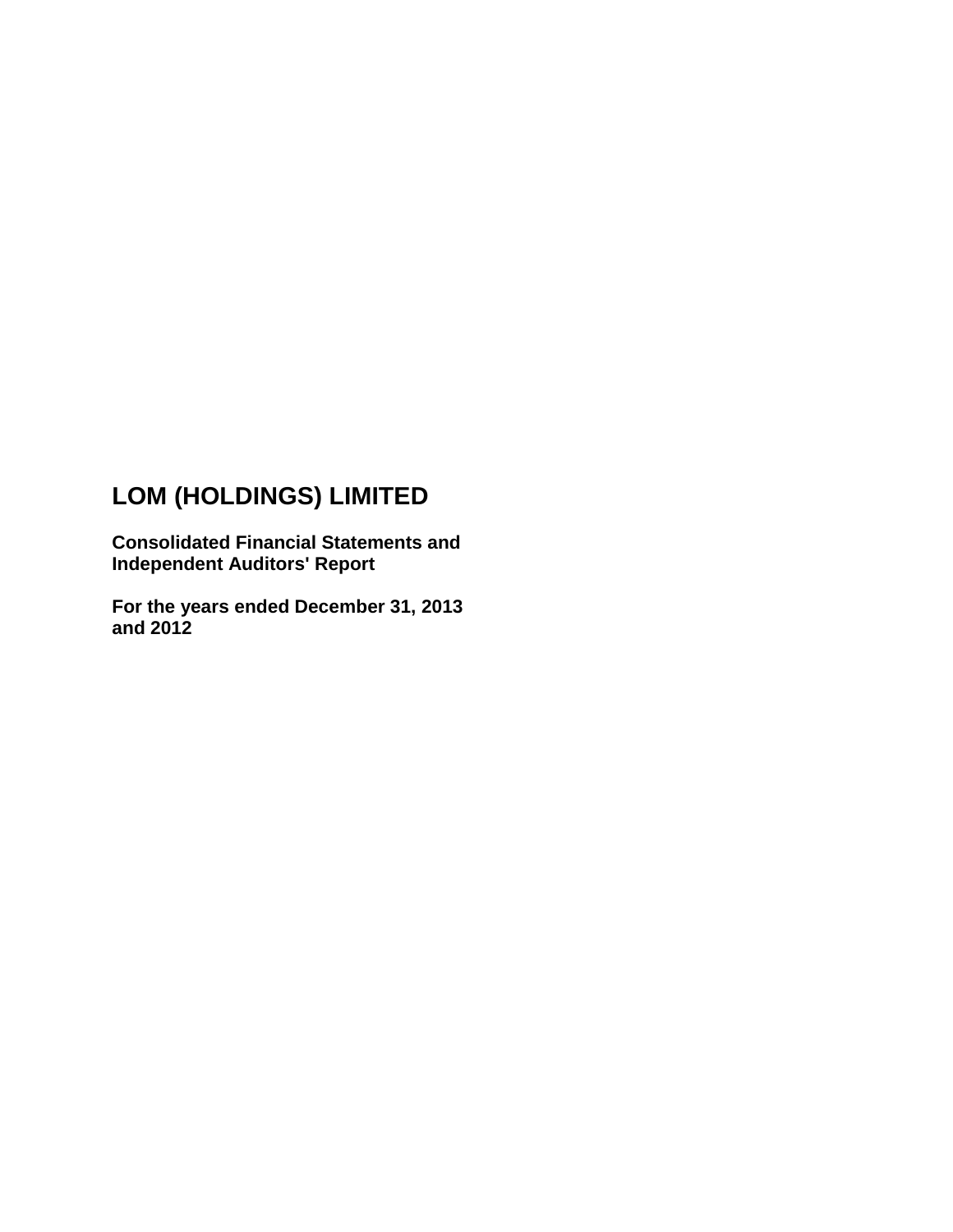# LOM (HOLDINGS) LIMITED

**Consolidated Financial Statements and Independent Auditors' Report**

**For the years ended December 31, 2013 and 2012**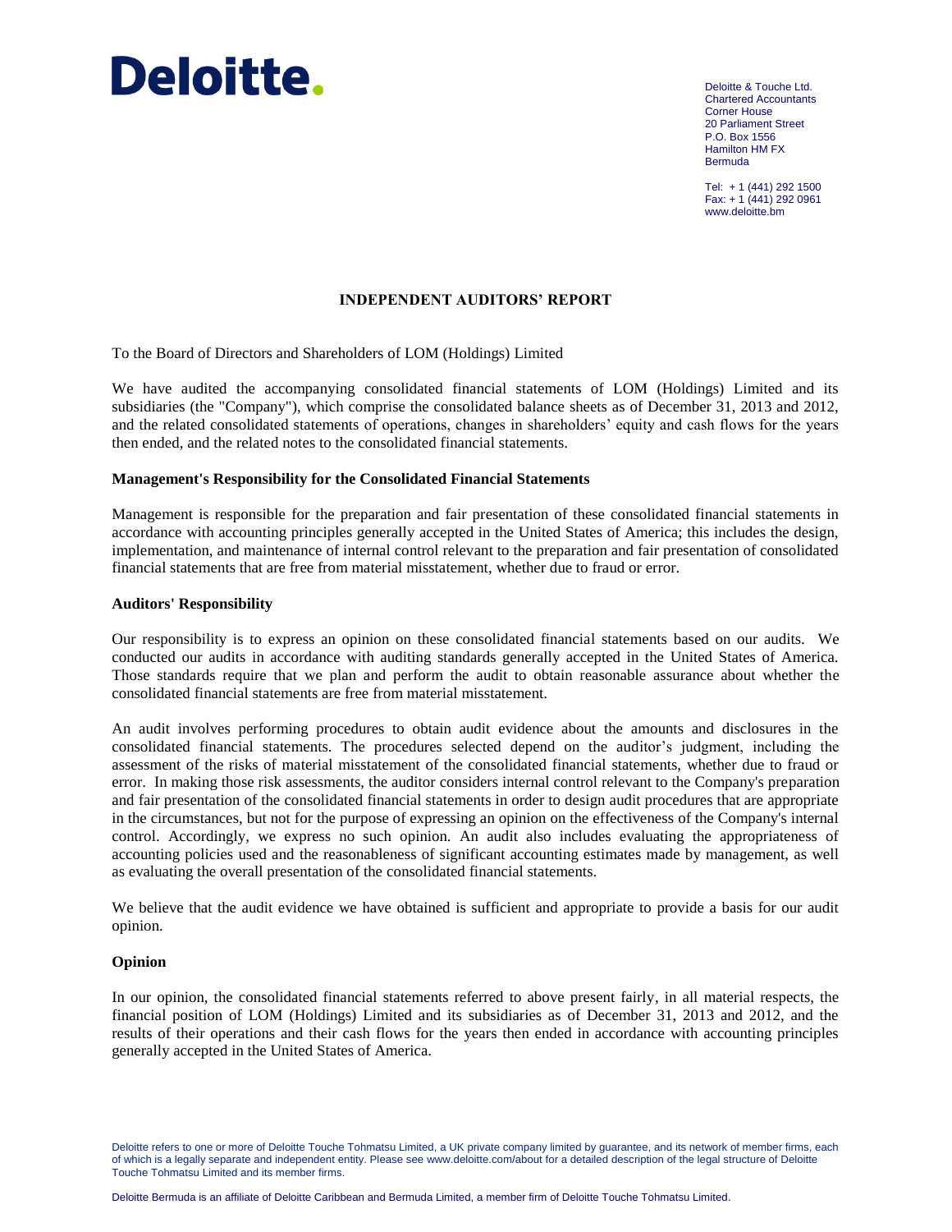Deloitte.

Deloitte & Touche Ltd.
Chartered Accountants
Corner House
20 Parliament Street
P.O. Box 1556
Hamilton HM FX
Bermuda

Tel: + 1 (441) 292 1500
Fax: + 1 (441) 292 0961
www.deloitte.bm

# INDEPENDENT AUDITORS' REPORT

To the Board of Directors and Shareholders of LOM (Holdings) Limited

We have audited the accompanying consolidated financial statements of LOM (Holdings) Limited and its subsidiaries (the "Company"), which comprise the consolidated balance sheets as of December 31, 2013 and 2012, and the related consolidated statements of operations, changes in shareholders' equity and cash flows for the years then ended, and the related notes to the consolidated financial statements.

## Management's Responsibility for the Consolidated Financial Statements

Management is responsible for the preparation and fair presentation of these consolidated financial statements in accordance with accounting principles generally accepted in the United States of America; this includes the design, implementation, and maintenance of internal control relevant to the preparation and fair presentation of consolidated financial statements that are free from material misstatement, whether due to fraud or error.

## Auditors' Responsibility

Our responsibility is to express an opinion on these consolidated financial statements based on our audits. We conducted our audits in accordance with auditing standards generally accepted in the United States of America. Those standards require that we plan and perform the audit to obtain reasonable assurance about whether the consolidated financial statements are free from material misstatement.

An audit involves performing procedures to obtain audit evidence about the amounts and disclosures in the consolidated financial statements. The procedures selected depend on the auditor's judgment, including the assessment of the risks of material misstatement of the consolidated financial statements, whether due to fraud or error. In making those risk assessments, the auditor considers internal control relevant to the Company's preparation and fair presentation of the consolidated financial statements in order to design audit procedures that are appropriate in the circumstances, but not for the purpose of expressing an opinion on the effectiveness of the Company's internal control. Accordingly, we express no such opinion. An audit also includes evaluating the appropriateness of accounting policies used and the reasonableness of significant accounting estimates made by management, as well as evaluating the overall presentation of the consolidated financial statements.

We believe that the audit evidence we have obtained is sufficient and appropriate to provide a basis for our audit opinion.

## Opinion

In our opinion, the consolidated financial statements referred to above present fairly, in all material respects, the financial position of LOM (Holdings) Limited and its subsidiaries as of December 31, 2013 and 2012, and the results of their operations and their cash flows for the years then ended in accordance with accounting principles generally accepted in the United States of America.

Deloitte refers to one or more of Deloitte Touche Tohmatsu Limited, a UK private company limited by guarantee, and its network of member firms, each of which is a legally separate and independent entity. Please see www.deloitte.com/about for a detailed description of the legal structure of Deloitte Touche Tohmatsu Limited and its member firms.

Deloitte Bermuda is an affiliate of Deloitte Caribbean and Bermuda Limited, a member firm of Deloitte Touche Tohmatsu Limited.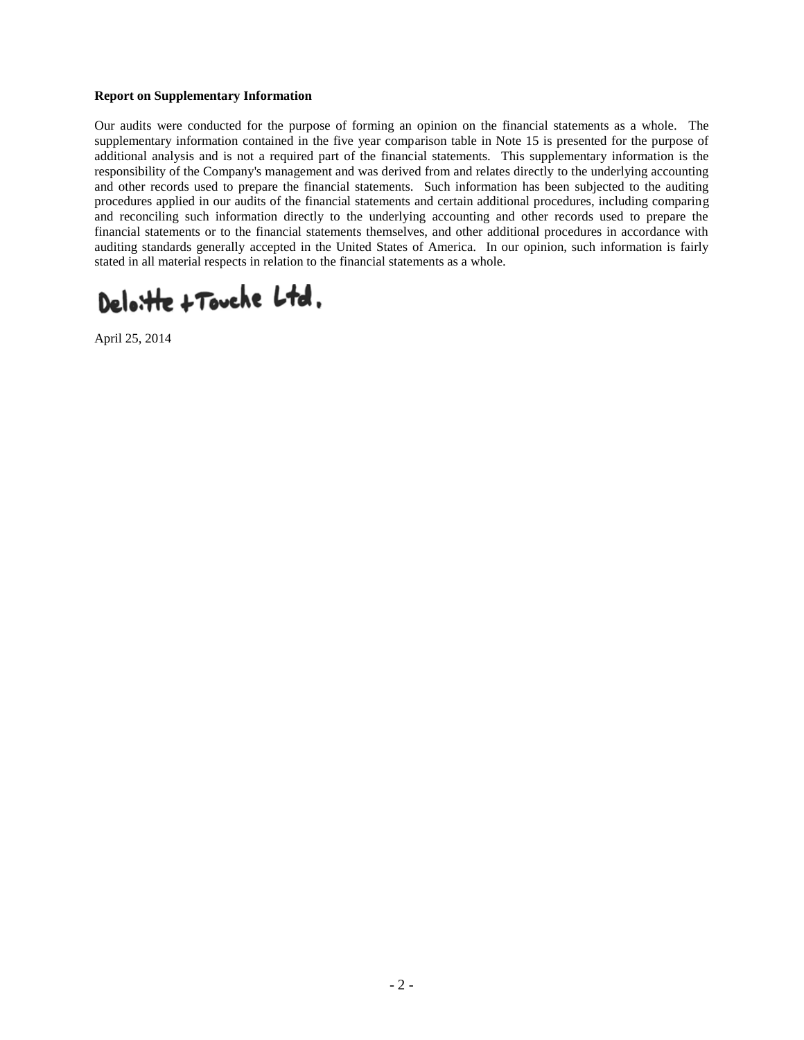**Report on Supplementary Information**

Our audits were conducted for the purpose of forming an opinion on the financial statements as a whole. The supplementary information contained in the five year comparison table in Note 15 is presented for the purpose of additional analysis and is not a required part of the financial statements. This supplementary information is the responsibility of the Company's management and was derived from and relates directly to the underlying accounting and other records used to prepare the financial statements. Such information has been subjected to the auditing procedures applied in our audits of the financial statements and certain additional procedures, including comparing and reconciling such information directly to the underlying accounting and other records used to prepare the financial statements or to the financial statements themselves, and other additional procedures in accordance with auditing standards generally accepted in the United States of America. In our opinion, such information is fairly stated in all material respects in relation to the financial statements as a whole.

Deloitte & Touche Ltd.

April 25, 2014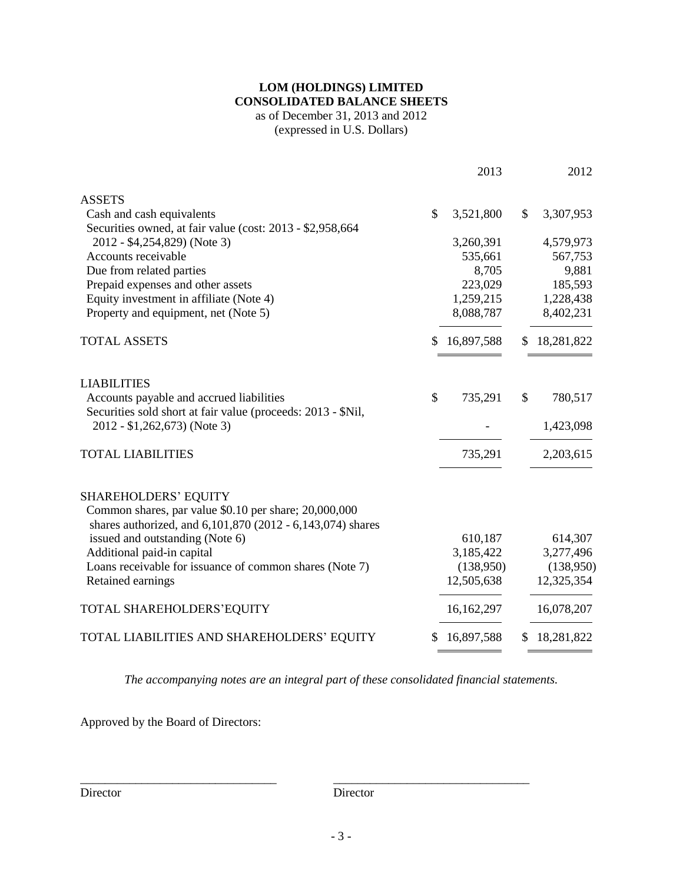# LOM (HOLDINGS) LIMITED
## CONSOLIDATED BALANCE SHEETS

as of December 31, 2013 and 2012
(expressed in U.S. Dollars)

| | 2013 | 2012 |
|---|---|---|
| **ASSETS** | | |
| Cash and cash equivalents | $ 3,521,800 | $ 3,307,953 |
| Securities owned, at fair value (cost: 2013 - $2,958,664 2012 - $4,254,829) (Note 3) | 3,260,391 | 4,579,973 |
| Accounts receivable | 535,661 | 567,753 |
| Due from related parties | 8,705 | 9,881 |
| Prepaid expenses and other assets | 223,029 | 185,593 |
| Equity investment in affiliate (Note 4) | 1,259,215 | 1,228,438 |
| Property and equipment, net (Note 5) | 8,088,787 | 8,402,231 |
| TOTAL ASSETS | $ 16,897,588 | $ 18,281,822 |
| **LIABILITIES** | | |
| Accounts payable and accrued liabilities | $ 735,291 | $ 780,517 |
| Securities sold short at fair value (proceeds: 2013 - $Nil, 2012 - $1,262,673) (Note 3) | - | 1,423,098 |
| TOTAL LIABILITIES | 735,291 | 2,203,615 |
| **SHAREHOLDERS' EQUITY** | | |
| Common shares, par value $0.10 per share; 20,000,000 shares authorized, and 6,101,870 (2012 - 6,143,074) shares issued and outstanding (Note 6) | 610,187 | 614,307 |
| Additional paid-in capital | 3,185,422 | 3,277,496 |
| Loans receivable for issuance of common shares (Note 7) | (138,950) | (138,950) |
| Retained earnings | 12,505,638 | 12,325,354 |
| TOTAL SHAREHOLDERS'EQUITY | 16,162,297 | 16,078,207 |
| TOTAL LIABILITIES AND SHAREHOLDERS' EQUITY | $ 16,897,588 | $ 18,281,822 |

*The accompanying notes are an integral part of these consolidated financial statements.*

Approved by the Board of Directors:

\_\_\_\_\_\_\_\_\_\_\_\_\_\_\_\_\_\_\_\_\_\_\_\_\_\_\_\_\_\_\_\_ Director

\_\_\_\_\_\_\_\_\_\_\_\_\_\_\_\_\_\_\_\_\_\_\_\_\_\_\_\_\_\_\_\_ Director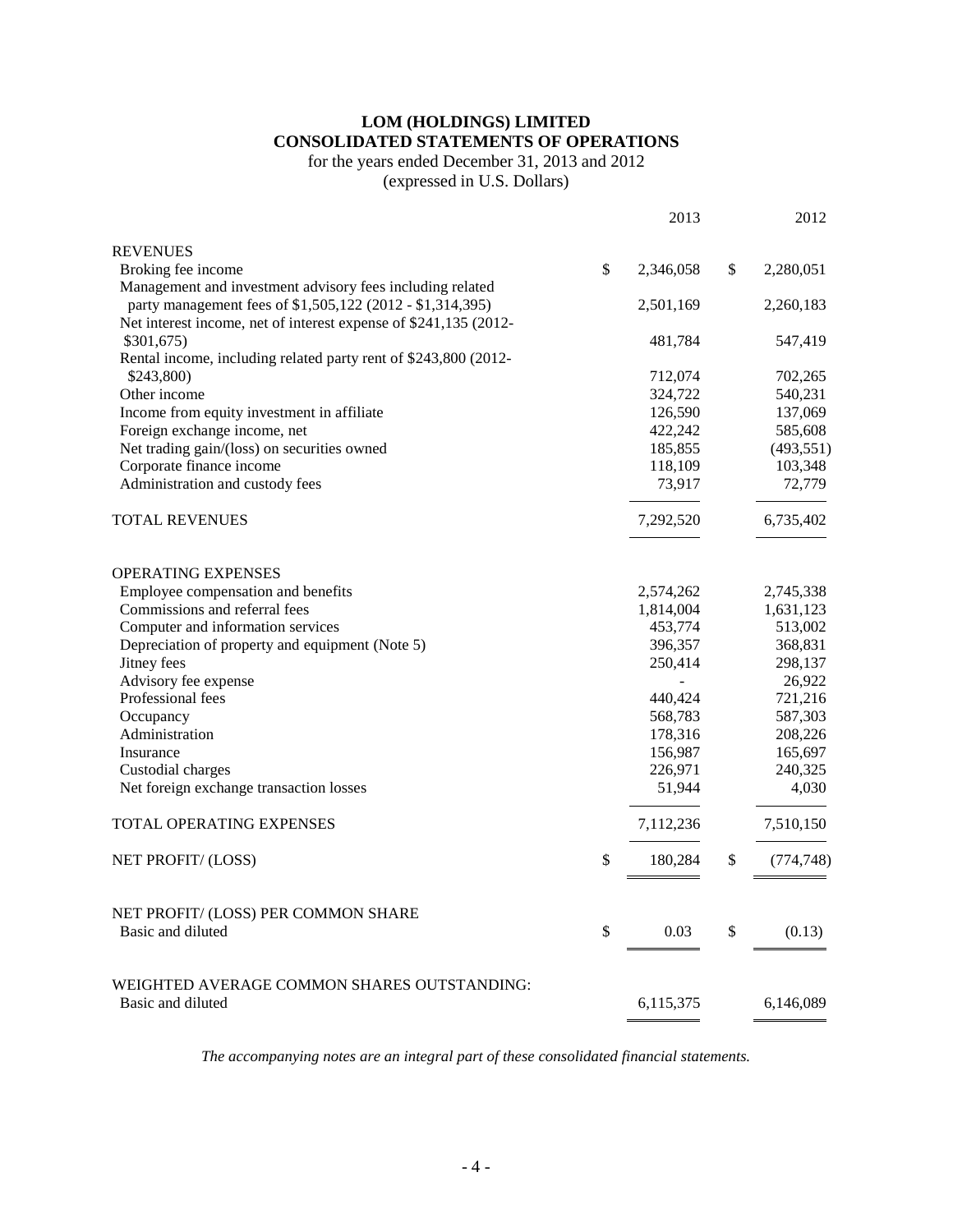# LOM (HOLDINGS) LIMITED
# CONSOLIDATED STATEMENTS OF OPERATIONS

for the years ended December 31, 2013 and 2012
(expressed in U.S. Dollars)

| | 2013 | 2012 |
|---|---|---|
| **REVENUES** | | |
| Broking fee income | $ 2,346,058 | $ 2,280,051 |
| Management and investment advisory fees including related party management fees of $1,505,122 (2012 - $1,314,395) | 2,501,169 | 2,260,183 |
| Net interest income, net of interest expense of $241,135 (2012- $301,675) | 481,784 | 547,419 |
| Rental income, including related party rent of $243,800 (2012- $243,800) | 712,074 | 702,265 |
| Other income | 324,722 | 540,231 |
| Income from equity investment in affiliate | 126,590 | 137,069 |
| Foreign exchange income, net | 422,242 | 585,608 |
| Net trading gain/(loss) on securities owned | 185,855 | (493,551) |
| Corporate finance income | 118,109 | 103,348 |
| Administration and custody fees | 73,917 | 72,779 |
| TOTAL REVENUES | 7,292,520 | 6,735,402 |
| **OPERATING EXPENSES** | | |
| Employee compensation and benefits | 2,574,262 | 2,745,338 |
| Commissions and referral fees | 1,814,004 | 1,631,123 |
| Computer and information services | 453,774 | 513,002 |
| Depreciation of property and equipment (Note 5) | 396,357 | 368,831 |
| Jitney fees | 250,414 | 298,137 |
| Advisory fee expense | - | 26,922 |
| Professional fees | 440,424 | 721,216 |
| Occupancy | 568,783 | 587,303 |
| Administration | 178,316 | 208,226 |
| Insurance | 156,987 | 165,697 |
| Custodial charges | 226,971 | 240,325 |
| Net foreign exchange transaction losses | 51,944 | 4,030 |
| TOTAL OPERATING EXPENSES | 7,112,236 | 7,510,150 |
| NET PROFIT/ (LOSS) | $ 180,284 | $ (774,748) |
| NET PROFIT/ (LOSS) PER COMMON SHARE | | |
| Basic and diluted | $ 0.03 | $ (0.13) |
| WEIGHTED AVERAGE COMMON SHARES OUTSTANDING: | | |
| Basic and diluted | 6,115,375 | 6,146,089 |

*The accompanying notes are an integral part of these consolidated financial statements.*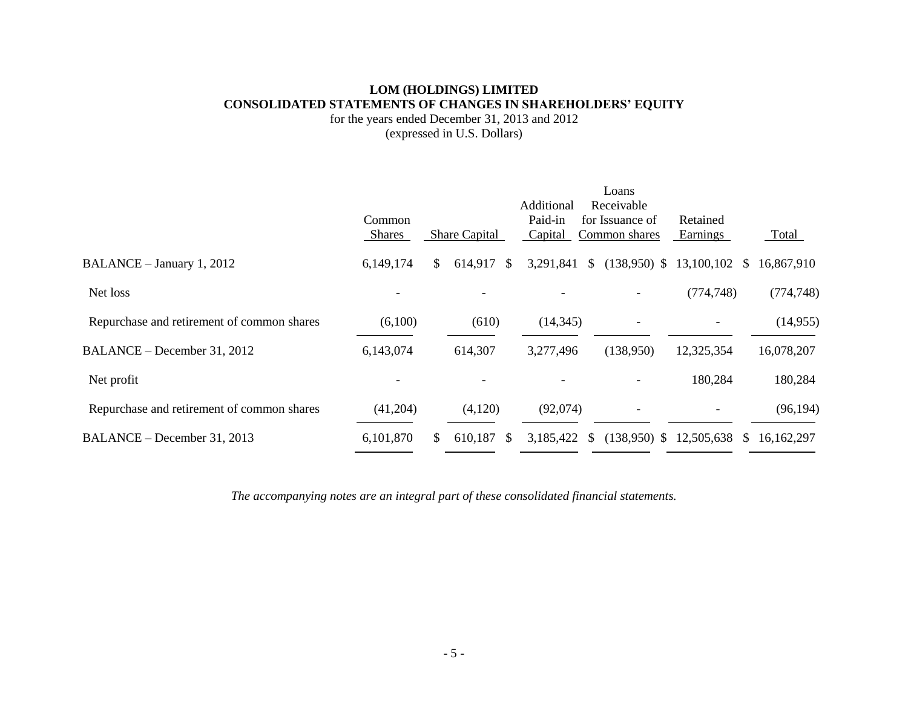**LOM (HOLDINGS) LIMITED**
**CONSOLIDATED STATEMENTS OF CHANGES IN SHAREHOLDERS' EQUITY**
for the years ended December 31, 2013 and 2012
(expressed in U.S. Dollars)

| | Common Shares | Share Capital | Additional Paid-in Capital | Loans Receivable for Issuance of Common shares | Retained Earnings | Total |
|---|---|---|---|---|---|---|
| BALANCE – January 1, 2012 | 6,149,174 | $ 614,917 | $ 3,291,841 | $ (138,950) | $ 13,100,102 | $ 16,867,910 |
| Net loss | - | - | - | - | (774,748) | (774,748) |
| Repurchase and retirement of common shares | (6,100) | (610) | (14,345) | - | - | (14,955) |
| BALANCE – December 31, 2012 | 6,143,074 | 614,307 | 3,277,496 | (138,950) | 12,325,354 | 16,078,207 |
| Net profit | - | - | - | - | 180,284 | 180,284 |
| Repurchase and retirement of common shares | (41,204) | (4,120) | (92,074) | - | - | (96,194) |
| BALANCE – December 31, 2013 | 6,101,870 | $ 610,187 | $ 3,185,422 | $ (138,950) | $ 12,505,638 | $ 16,162,297 |

*The accompanying notes are an integral part of these consolidated financial statements.*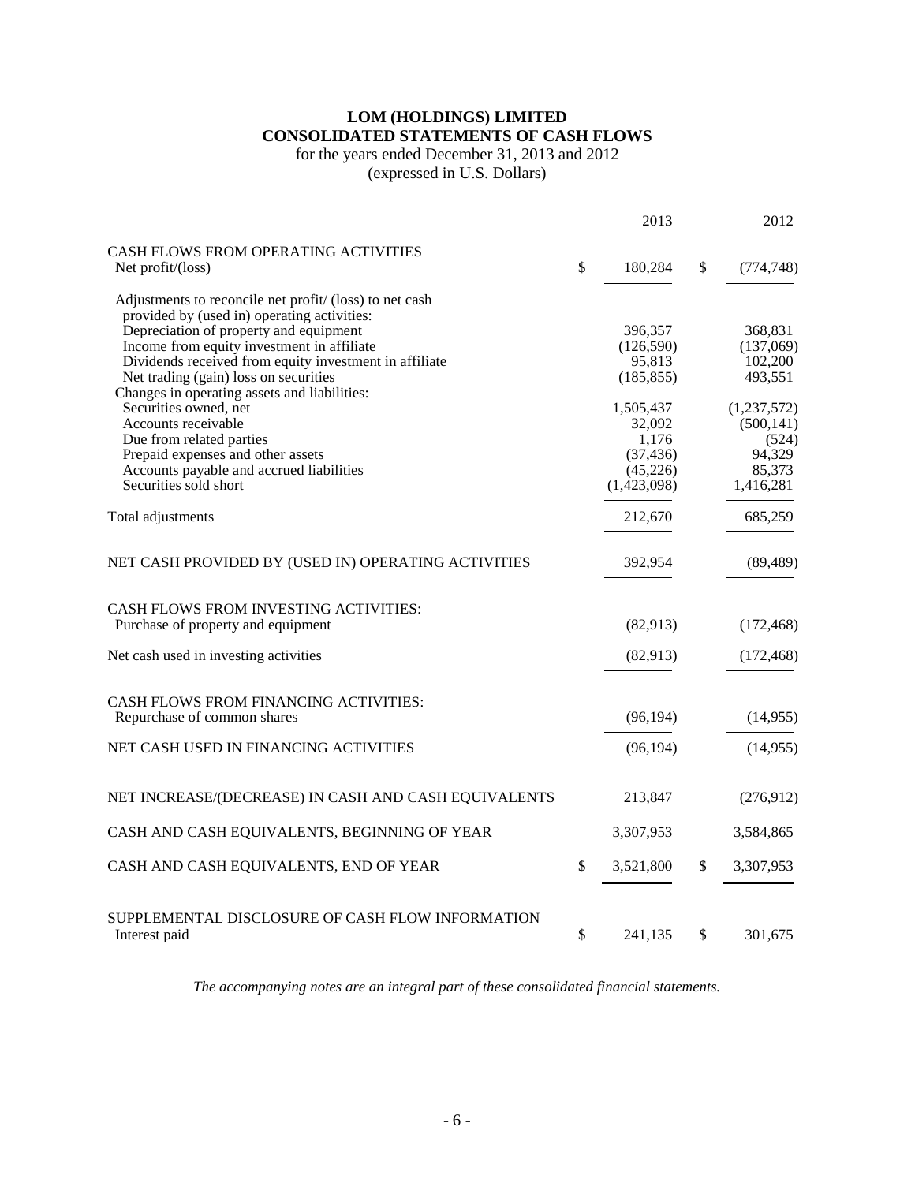# LOM (HOLDINGS) LIMITED
## CONSOLIDATED STATEMENTS OF CASH FLOWS

for the years ended December 31, 2013 and 2012
(expressed in U.S. Dollars)

| | 2013 | 2012 |
|---|---|---|
| CASH FLOWS FROM OPERATING ACTIVITIES | | |
| Net profit/(loss) | $ 180,284 | $ (774,748) |
| Adjustments to reconcile net profit/ (loss) to net cash provided by (used in) operating activities: | | |
| Depreciation of property and equipment | 396,357 | 368,831 |
| Income from equity investment in affiliate | (126,590) | (137,069) |
| Dividends received from equity investment in affiliate | 95,813 | 102,200 |
| Net trading (gain) loss on securities | (185,855) | 493,551 |
| Changes in operating assets and liabilities: | | |
| Securities owned, net | 1,505,437 | (1,237,572) |
| Accounts receivable | 32,092 | (500,141) |
| Due from related parties | 1,176 | (524) |
| Prepaid expenses and other assets | (37,436) | 94,329 |
| Accounts payable and accrued liabilities | (45,226) | 85,373 |
| Securities sold short | (1,423,098) | 1,416,281 |
| Total adjustments | 212,670 | 685,259 |
| NET CASH PROVIDED BY (USED IN) OPERATING ACTIVITIES | 392,954 | (89,489) |
| CASH FLOWS FROM INVESTING ACTIVITIES: | | |
| Purchase of property and equipment | (82,913) | (172,468) |
| Net cash used in investing activities | (82,913) | (172,468) |
| CASH FLOWS FROM FINANCING ACTIVITIES: | | |
| Repurchase of common shares | (96,194) | (14,955) |
| NET CASH USED IN FINANCING ACTIVITIES | (96,194) | (14,955) |
| NET INCREASE/(DECREASE) IN CASH AND CASH EQUIVALENTS | 213,847 | (276,912) |
| CASH AND CASH EQUIVALENTS, BEGINNING OF YEAR | 3,307,953 | 3,584,865 |
| CASH AND CASH EQUIVALENTS, END OF YEAR | $ 3,521,800 | $ 3,307,953 |
| SUPPLEMENTAL DISCLOSURE OF CASH FLOW INFORMATION | | |
| Interest paid | $ 241,135 | $ 301,675 |

*The accompanying notes are an integral part of these consolidated financial statements.*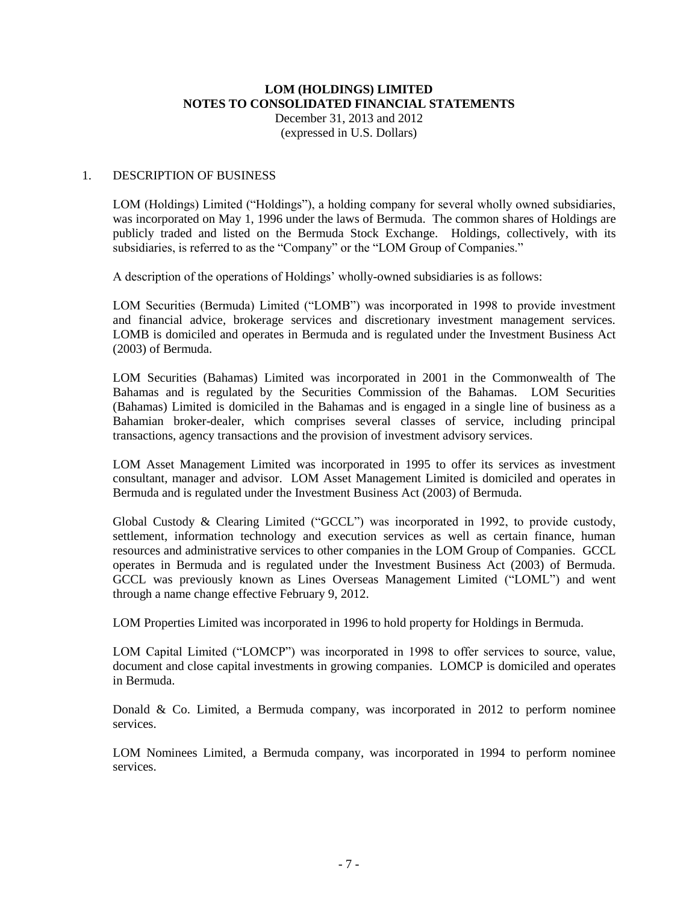# LOM (HOLDINGS) LIMITED
## NOTES TO CONSOLIDATED FINANCIAL STATEMENTS
December 31, 2013 and 2012
(expressed in U.S. Dollars)

1. DESCRIPTION OF BUSINESS

LOM (Holdings) Limited ("Holdings"), a holding company for several wholly owned subsidiaries, was incorporated on May 1, 1996 under the laws of Bermuda. The common shares of Holdings are publicly traded and listed on the Bermuda Stock Exchange. Holdings, collectively, with its subsidiaries, is referred to as the "Company" or the "LOM Group of Companies."

A description of the operations of Holdings' wholly-owned subsidiaries is as follows:

LOM Securities (Bermuda) Limited ("LOMB") was incorporated in 1998 to provide investment and financial advice, brokerage services and discretionary investment management services. LOMB is domiciled and operates in Bermuda and is regulated under the Investment Business Act (2003) of Bermuda.

LOM Securities (Bahamas) Limited was incorporated in 2001 in the Commonwealth of The Bahamas and is regulated by the Securities Commission of the Bahamas. LOM Securities (Bahamas) Limited is domiciled in the Bahamas and is engaged in a single line of business as a Bahamian broker-dealer, which comprises several classes of service, including principal transactions, agency transactions and the provision of investment advisory services.

LOM Asset Management Limited was incorporated in 1995 to offer its services as investment consultant, manager and advisor. LOM Asset Management Limited is domiciled and operates in Bermuda and is regulated under the Investment Business Act (2003) of Bermuda.

Global Custody & Clearing Limited ("GCCL") was incorporated in 1992, to provide custody, settlement, information technology and execution services as well as certain finance, human resources and administrative services to other companies in the LOM Group of Companies. GCCL operates in Bermuda and is regulated under the Investment Business Act (2003) of Bermuda. GCCL was previously known as Lines Overseas Management Limited ("LOML") and went through a name change effective February 9, 2012.

LOM Properties Limited was incorporated in 1996 to hold property for Holdings in Bermuda.

LOM Capital Limited ("LOMCP") was incorporated in 1998 to offer services to source, value, document and close capital investments in growing companies. LOMCP is domiciled and operates in Bermuda.

Donald & Co. Limited, a Bermuda company, was incorporated in 2012 to perform nominee services.

LOM Nominees Limited, a Bermuda company, was incorporated in 1994 to perform nominee services.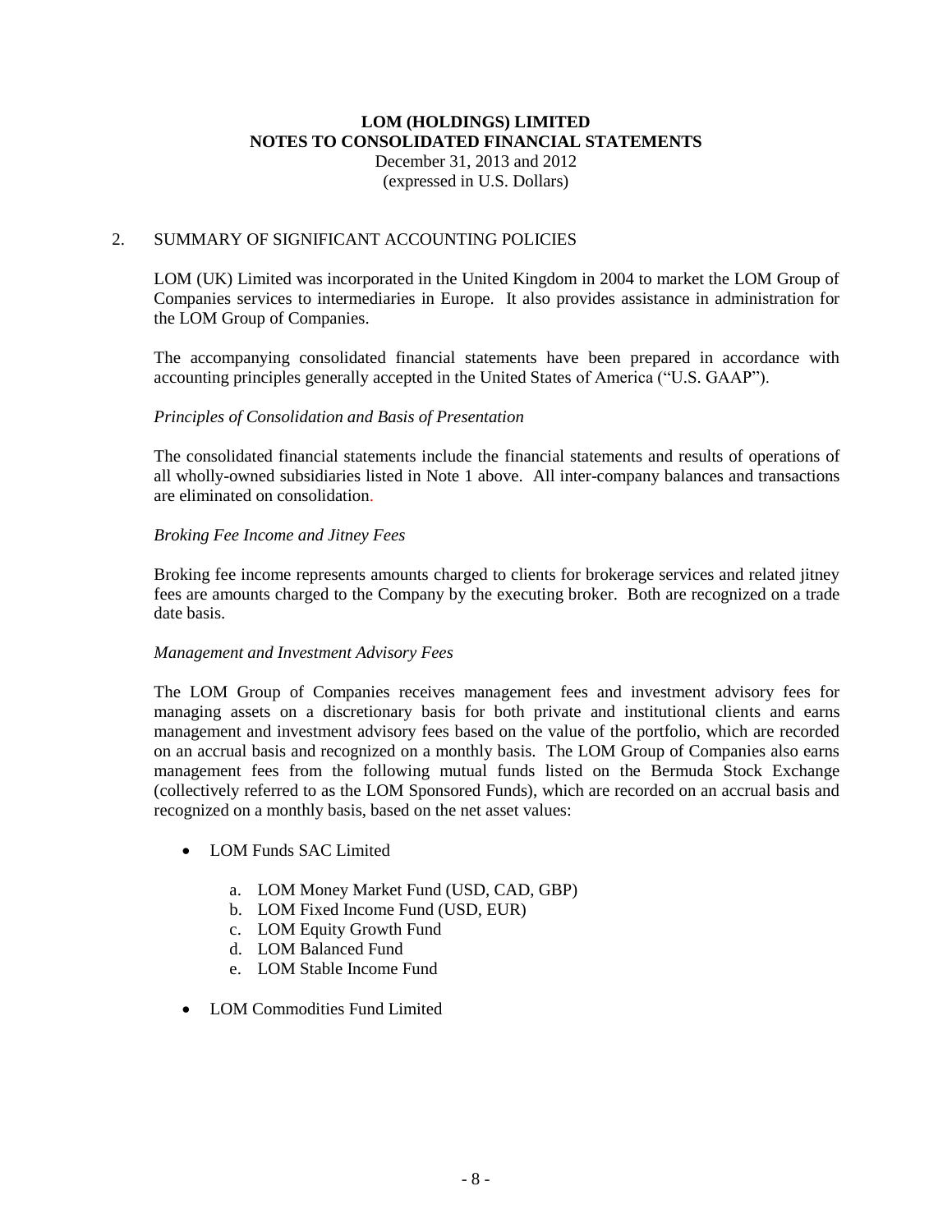## 2. SUMMARY OF SIGNIFICANT ACCOUNTING POLICIES

LOM (UK) Limited was incorporated in the United Kingdom in 2004 to market the LOM Group of Companies services to intermediaries in Europe. It also provides assistance in administration for the LOM Group of Companies.

The accompanying consolidated financial statements have been prepared in accordance with accounting principles generally accepted in the United States of America ("U.S. GAAP").

*Principles of Consolidation and Basis of Presentation*

The consolidated financial statements include the financial statements and results of operations of all wholly-owned subsidiaries listed in Note 1 above. All inter-company balances and transactions are eliminated on consolidation.

*Broking Fee Income and Jitney Fees*

Broking fee income represents amounts charged to clients for brokerage services and related jitney fees are amounts charged to the Company by the executing broker. Both are recognized on a trade date basis.

*Management and Investment Advisory Fees*

The LOM Group of Companies receives management fees and investment advisory fees for managing assets on a discretionary basis for both private and institutional clients and earns management and investment advisory fees based on the value of the portfolio, which are recorded on an accrual basis and recognized on a monthly basis. The LOM Group of Companies also earns management fees from the following mutual funds listed on the Bermuda Stock Exchange (collectively referred to as the LOM Sponsored Funds), which are recorded on an accrual basis and recognized on a monthly basis, based on the net asset values:

- LOM Funds SAC Limited
    - a. LOM Money Market Fund (USD, CAD, GBP)
    - b. LOM Fixed Income Fund (USD, EUR)
    - c. LOM Equity Growth Fund
    - d. LOM Balanced Fund
    - e. LOM Stable Income Fund
- LOM Commodities Fund Limited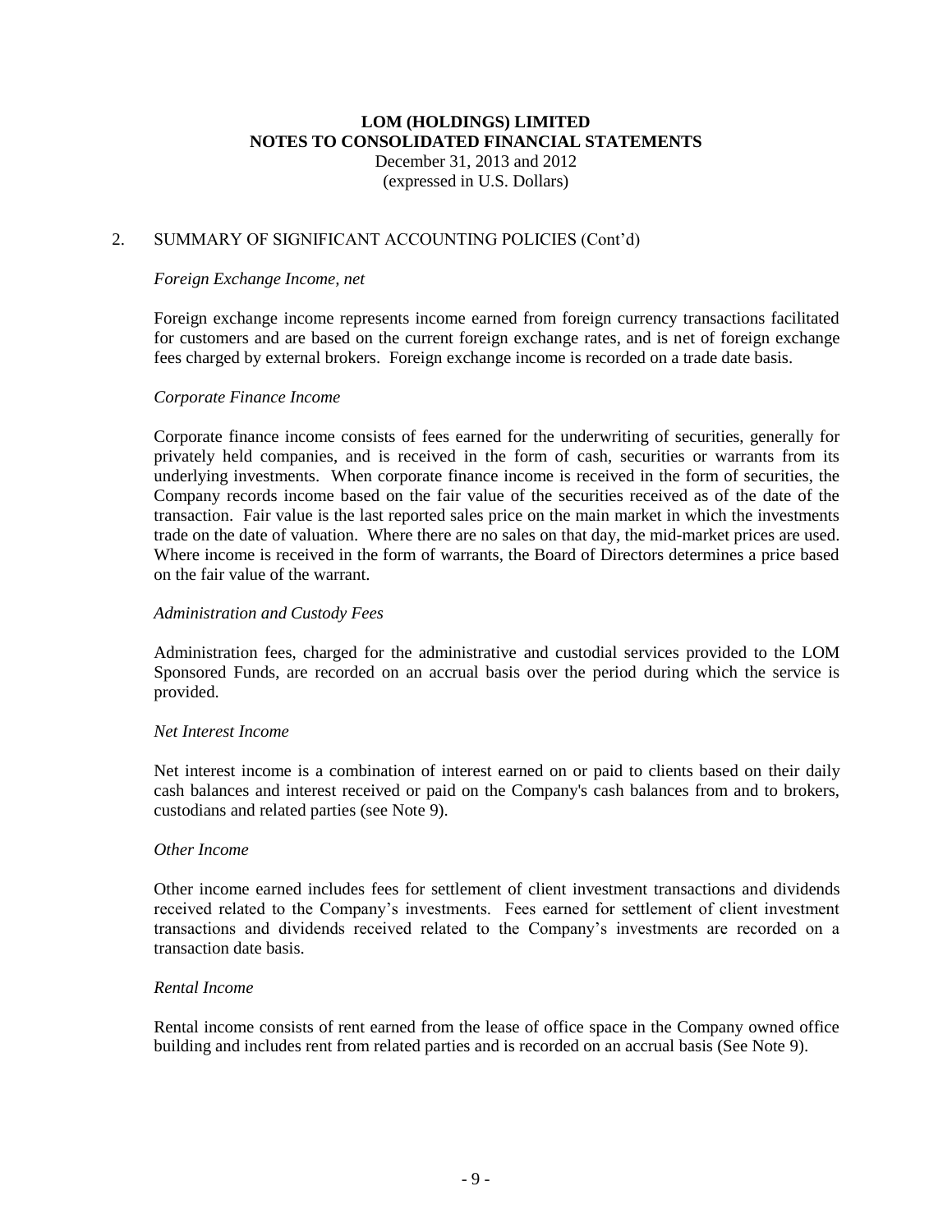# LOM (HOLDINGS) LIMITED
## NOTES TO CONSOLIDATED FINANCIAL STATEMENTS
December 31, 2013 and 2012
(expressed in U.S. Dollars)

2. SUMMARY OF SIGNIFICANT ACCOUNTING POLICIES (Cont'd)

*Foreign Exchange Income, net*

Foreign exchange income represents income earned from foreign currency transactions facilitated for customers and are based on the current foreign exchange rates, and is net of foreign exchange fees charged by external brokers. Foreign exchange income is recorded on a trade date basis.

*Corporate Finance Income*

Corporate finance income consists of fees earned for the underwriting of securities, generally for privately held companies, and is received in the form of cash, securities or warrants from its underlying investments. When corporate finance income is received in the form of securities, the Company records income based on the fair value of the securities received as of the date of the transaction. Fair value is the last reported sales price on the main market in which the investments trade on the date of valuation. Where there are no sales on that day, the mid-market prices are used. Where income is received in the form of warrants, the Board of Directors determines a price based on the fair value of the warrant.

*Administration and Custody Fees*

Administration fees, charged for the administrative and custodial services provided to the LOM Sponsored Funds, are recorded on an accrual basis over the period during which the service is provided.

*Net Interest Income*

Net interest income is a combination of interest earned on or paid to clients based on their daily cash balances and interest received or paid on the Company's cash balances from and to brokers, custodians and related parties (see Note 9).

*Other Income*

Other income earned includes fees for settlement of client investment transactions and dividends received related to the Company's investments. Fees earned for settlement of client investment transactions and dividends received related to the Company's investments are recorded on a transaction date basis.

*Rental Income*

Rental income consists of rent earned from the lease of office space in the Company owned office building and includes rent from related parties and is recorded on an accrual basis (See Note 9).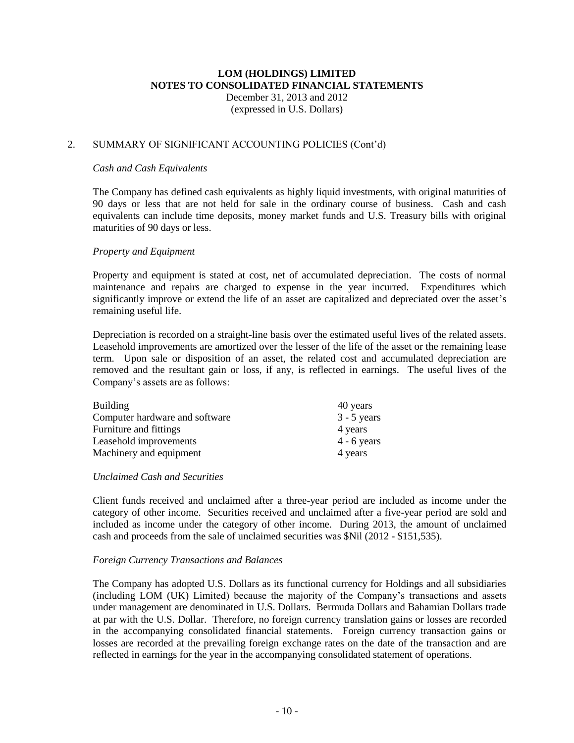# LOM (HOLDINGS) LIMITED
# NOTES TO CONSOLIDATED FINANCIAL STATEMENTS

December 31, 2013 and 2012
(expressed in U.S. Dollars)

## 2. SUMMARY OF SIGNIFICANT ACCOUNTING POLICIES (Cont'd)

*Cash and Cash Equivalents*

The Company has defined cash equivalents as highly liquid investments, with original maturities of 90 days or less that are not held for sale in the ordinary course of business. Cash and cash equivalents can include time deposits, money market funds and U.S. Treasury bills with original maturities of 90 days or less.

*Property and Equipment*

Property and equipment is stated at cost, net of accumulated depreciation. The costs of normal maintenance and repairs are charged to expense in the year incurred. Expenditures which significantly improve or extend the life of an asset are capitalized and depreciated over the asset's remaining useful life.

Depreciation is recorded on a straight-line basis over the estimated useful lives of the related assets. Leasehold improvements are amortized over the lesser of the life of the asset or the remaining lease term. Upon sale or disposition of an asset, the related cost and accumulated depreciation are removed and the resultant gain or loss, if any, is reflected in earnings. The useful lives of the Company's assets are as follows:

| | |
|---|---|
| Building | 40 years |
| Computer hardware and software | 3 - 5 years |
| Furniture and fittings | 4 years |
| Leasehold improvements | 4 - 6 years |
| Machinery and equipment | 4 years |

*Unclaimed Cash and Securities*

Client funds received and unclaimed after a three-year period are included as income under the category of other income. Securities received and unclaimed after a five-year period are sold and included as income under the category of other income. During 2013, the amount of unclaimed cash and proceeds from the sale of unclaimed securities was $Nil (2012 - $151,535).

*Foreign Currency Transactions and Balances*

The Company has adopted U.S. Dollars as its functional currency for Holdings and all subsidiaries (including LOM (UK) Limited) because the majority of the Company's transactions and assets under management are denominated in U.S. Dollars. Bermuda Dollars and Bahamian Dollars trade at par with the U.S. Dollar. Therefore, no foreign currency translation gains or losses are recorded in the accompanying consolidated financial statements. Foreign currency transaction gains or losses are recorded at the prevailing foreign exchange rates on the date of the transaction and are reflected in earnings for the year in the accompanying consolidated statement of operations.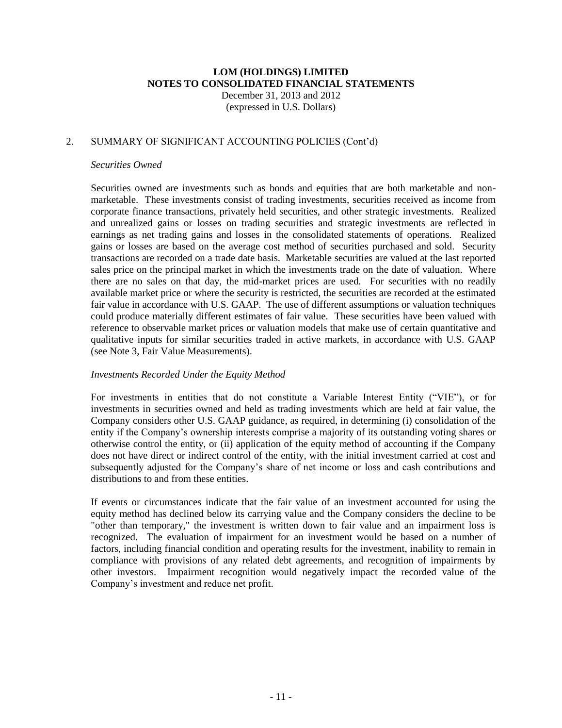## 2. SUMMARY OF SIGNIFICANT ACCOUNTING POLICIES (Cont'd)

*Securities Owned*

Securities owned are investments such as bonds and equities that are both marketable and non-marketable. These investments consist of trading investments, securities received as income from corporate finance transactions, privately held securities, and other strategic investments. Realized and unrealized gains or losses on trading securities and strategic investments are reflected in earnings as net trading gains and losses in the consolidated statements of operations. Realized gains or losses are based on the average cost method of securities purchased and sold. Security transactions are recorded on a trade date basis. Marketable securities are valued at the last reported sales price on the principal market in which the investments trade on the date of valuation. Where there are no sales on that day, the mid-market prices are used. For securities with no readily available market price or where the security is restricted, the securities are recorded at the estimated fair value in accordance with U.S. GAAP. The use of different assumptions or valuation techniques could produce materially different estimates of fair value. These securities have been valued with reference to observable market prices or valuation models that make use of certain quantitative and qualitative inputs for similar securities traded in active markets, in accordance with U.S. GAAP (see Note 3, Fair Value Measurements).

*Investments Recorded Under the Equity Method*

For investments in entities that do not constitute a Variable Interest Entity ("VIE"), or for investments in securities owned and held as trading investments which are held at fair value, the Company considers other U.S. GAAP guidance, as required, in determining (i) consolidation of the entity if the Company's ownership interests comprise a majority of its outstanding voting shares or otherwise control the entity, or (ii) application of the equity method of accounting if the Company does not have direct or indirect control of the entity, with the initial investment carried at cost and subsequently adjusted for the Company's share of net income or loss and cash contributions and distributions to and from these entities.

If events or circumstances indicate that the fair value of an investment accounted for using the equity method has declined below its carrying value and the Company considers the decline to be "other than temporary," the investment is written down to fair value and an impairment loss is recognized. The evaluation of impairment for an investment would be based on a number of factors, including financial condition and operating results for the investment, inability to remain in compliance with provisions of any related debt agreements, and recognition of impairments by other investors. Impairment recognition would negatively impact the recorded value of the Company's investment and reduce net profit.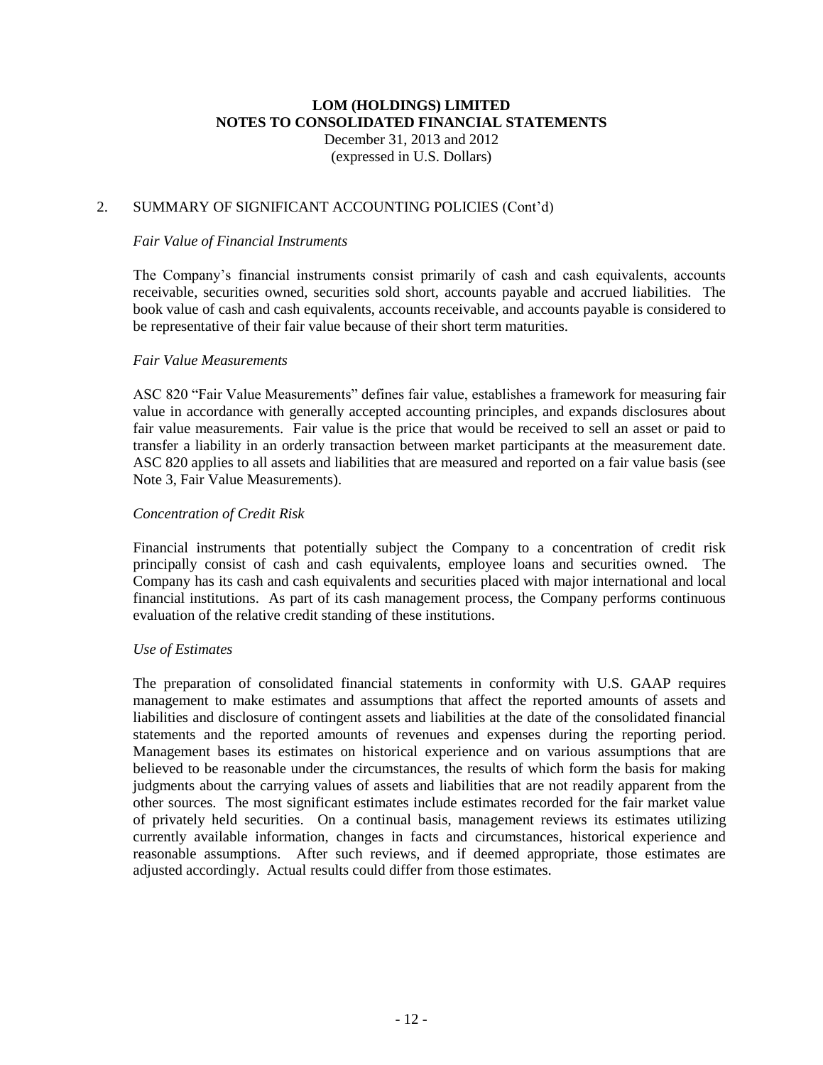# LOM (HOLDINGS) LIMITED
## NOTES TO CONSOLIDATED FINANCIAL STATEMENTS
December 31, 2013 and 2012
(expressed in U.S. Dollars)

2. SUMMARY OF SIGNIFICANT ACCOUNTING POLICIES (Cont'd)

*Fair Value of Financial Instruments*

The Company's financial instruments consist primarily of cash and cash equivalents, accounts receivable, securities owned, securities sold short, accounts payable and accrued liabilities. The book value of cash and cash equivalents, accounts receivable, and accounts payable is considered to be representative of their fair value because of their short term maturities.

*Fair Value Measurements*

ASC 820 "Fair Value Measurements" defines fair value, establishes a framework for measuring fair value in accordance with generally accepted accounting principles, and expands disclosures about fair value measurements. Fair value is the price that would be received to sell an asset or paid to transfer a liability in an orderly transaction between market participants at the measurement date. ASC 820 applies to all assets and liabilities that are measured and reported on a fair value basis (see Note 3, Fair Value Measurements).

*Concentration of Credit Risk*

Financial instruments that potentially subject the Company to a concentration of credit risk principally consist of cash and cash equivalents, employee loans and securities owned. The Company has its cash and cash equivalents and securities placed with major international and local financial institutions. As part of its cash management process, the Company performs continuous evaluation of the relative credit standing of these institutions.

*Use of Estimates*

The preparation of consolidated financial statements in conformity with U.S. GAAP requires management to make estimates and assumptions that affect the reported amounts of assets and liabilities and disclosure of contingent assets and liabilities at the date of the consolidated financial statements and the reported amounts of revenues and expenses during the reporting period. Management bases its estimates on historical experience and on various assumptions that are believed to be reasonable under the circumstances, the results of which form the basis for making judgments about the carrying values of assets and liabilities that are not readily apparent from the other sources. The most significant estimates include estimates recorded for the fair market value of privately held securities. On a continual basis, management reviews its estimates utilizing currently available information, changes in facts and circumstances, historical experience and reasonable assumptions. After such reviews, and if deemed appropriate, those estimates are adjusted accordingly. Actual results could differ from those estimates.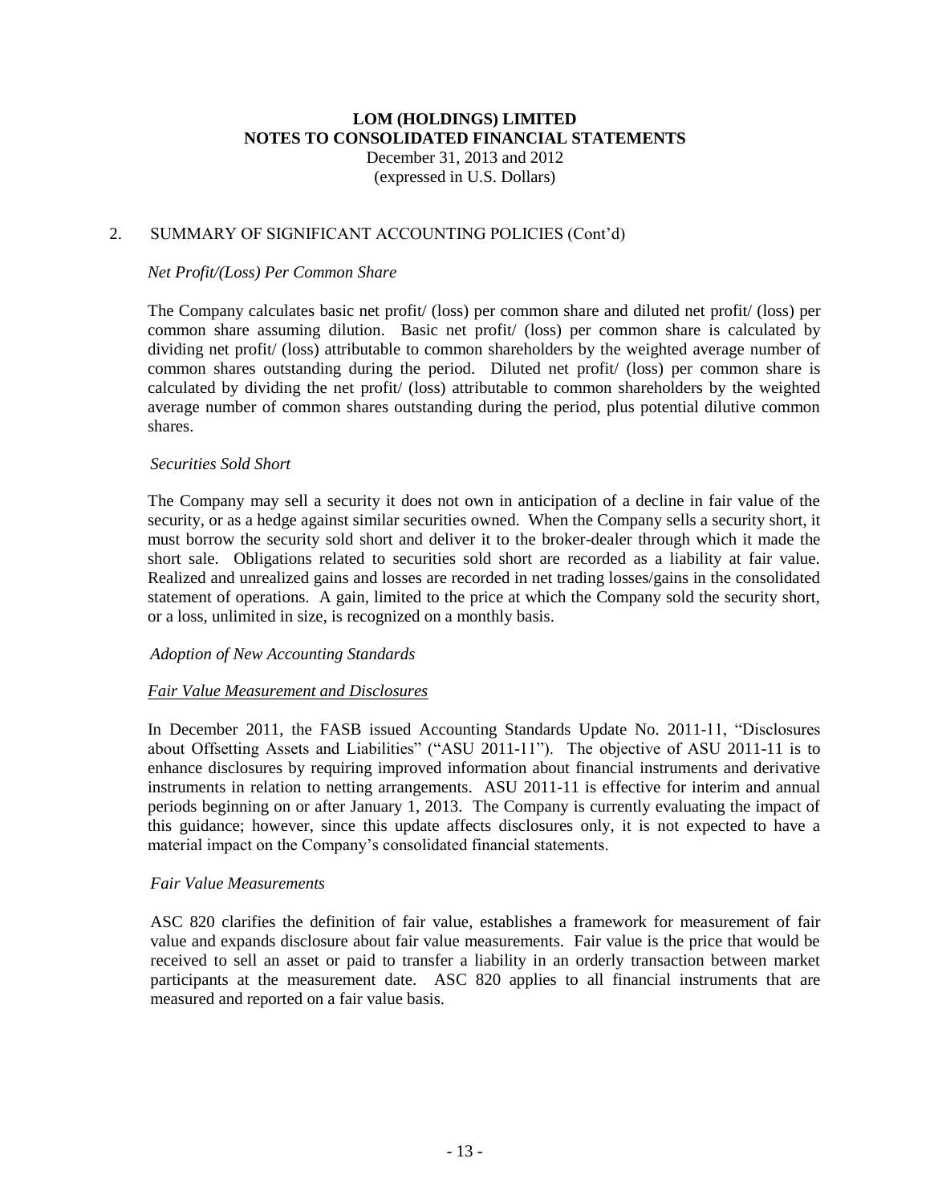## 2. SUMMARY OF SIGNIFICANT ACCOUNTING POLICIES (Cont'd)

*Net Profit/(Loss) Per Common Share*

The Company calculates basic net profit/ (loss) per common share and diluted net profit/ (loss) per common share assuming dilution. Basic net profit/ (loss) per common share is calculated by dividing net profit/ (loss) attributable to common shareholders by the weighted average number of common shares outstanding during the period. Diluted net profit/ (loss) per common share is calculated by dividing the net profit/ (loss) attributable to common shareholders by the weighted average number of common shares outstanding during the period, plus potential dilutive common shares.

*Securities Sold Short*

The Company may sell a security it does not own in anticipation of a decline in fair value of the security, or as a hedge against similar securities owned. When the Company sells a security short, it must borrow the security sold short and deliver it to the broker-dealer through which it made the short sale. Obligations related to securities sold short are recorded as a liability at fair value. Realized and unrealized gains and losses are recorded in net trading losses/gains in the consolidated statement of operations. A gain, limited to the price at which the Company sold the security short, or a loss, unlimited in size, is recognized on a monthly basis.

*Adoption of New Accounting Standards*

*Fair Value Measurement and Disclosures*

In December 2011, the FASB issued Accounting Standards Update No. 2011-11, "Disclosures about Offsetting Assets and Liabilities" ("ASU 2011-11"). The objective of ASU 2011-11 is to enhance disclosures by requiring improved information about financial instruments and derivative instruments in relation to netting arrangements. ASU 2011-11 is effective for interim and annual periods beginning on or after January 1, 2013. The Company is currently evaluating the impact of this guidance; however, since this update affects disclosures only, it is not expected to have a material impact on the Company's consolidated financial statements.

*Fair Value Measurements*

ASC 820 clarifies the definition of fair value, establishes a framework for measurement of fair value and expands disclosure about fair value measurements. Fair value is the price that would be received to sell an asset or paid to transfer a liability in an orderly transaction between market participants at the measurement date. ASC 820 applies to all financial instruments that are measured and reported on a fair value basis.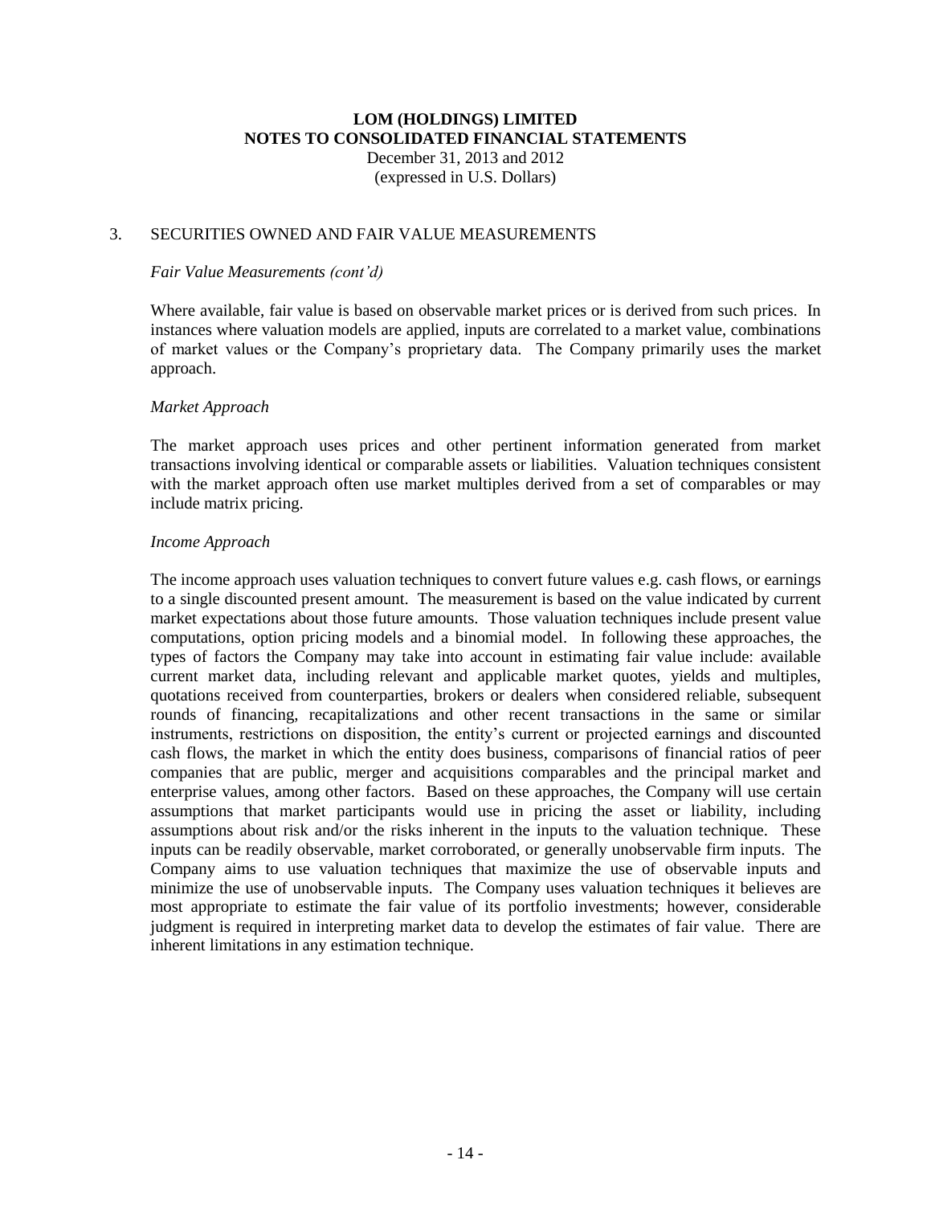## 3. SECURITIES OWNED AND FAIR VALUE MEASUREMENTS

*Fair Value Measurements (cont'd)*

Where available, fair value is based on observable market prices or is derived from such prices. In instances where valuation models are applied, inputs are correlated to a market value, combinations of market values or the Company's proprietary data. The Company primarily uses the market approach.

*Market Approach*

The market approach uses prices and other pertinent information generated from market transactions involving identical or comparable assets or liabilities. Valuation techniques consistent with the market approach often use market multiples derived from a set of comparables or may include matrix pricing.

*Income Approach*

The income approach uses valuation techniques to convert future values e.g. cash flows, or earnings to a single discounted present amount. The measurement is based on the value indicated by current market expectations about those future amounts. Those valuation techniques include present value computations, option pricing models and a binomial model. In following these approaches, the types of factors the Company may take into account in estimating fair value include: available current market data, including relevant and applicable market quotes, yields and multiples, quotations received from counterparties, brokers or dealers when considered reliable, subsequent rounds of financing, recapitalizations and other recent transactions in the same or similar instruments, restrictions on disposition, the entity's current or projected earnings and discounted cash flows, the market in which the entity does business, comparisons of financial ratios of peer companies that are public, merger and acquisitions comparables and the principal market and enterprise values, among other factors. Based on these approaches, the Company will use certain assumptions that market participants would use in pricing the asset or liability, including assumptions about risk and/or the risks inherent in the inputs to the valuation technique. These inputs can be readily observable, market corroborated, or generally unobservable firm inputs. The Company aims to use valuation techniques that maximize the use of observable inputs and minimize the use of unobservable inputs. The Company uses valuation techniques it believes are most appropriate to estimate the fair value of its portfolio investments; however, considerable judgment is required in interpreting market data to develop the estimates of fair value. There are inherent limitations in any estimation technique.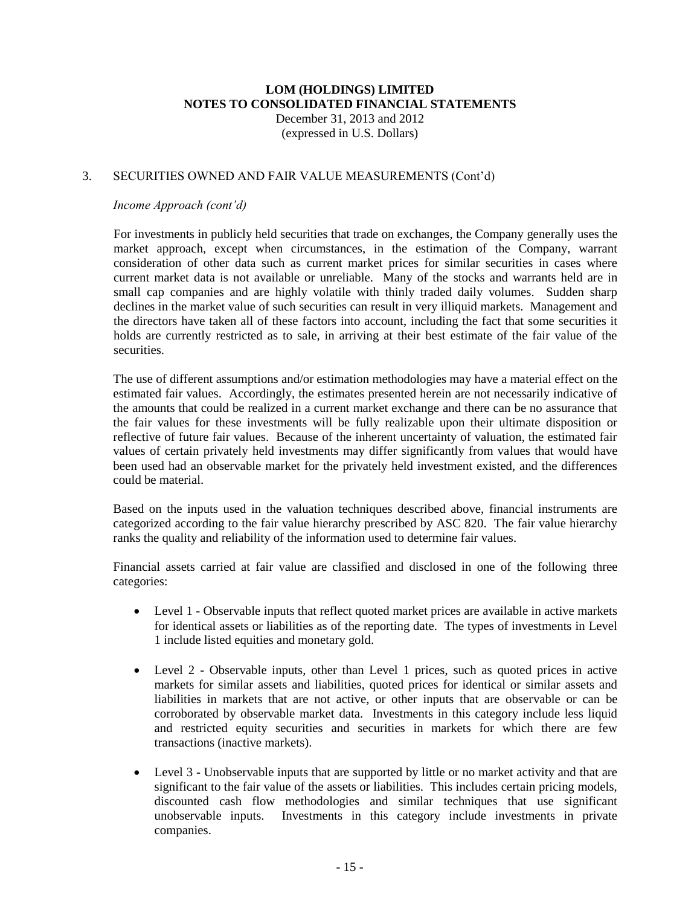## 3. SECURITIES OWNED AND FAIR VALUE MEASUREMENTS (Cont'd)

*Income Approach (cont'd)*

For investments in publicly held securities that trade on exchanges, the Company generally uses the market approach, except when circumstances, in the estimation of the Company, warrant consideration of other data such as current market prices for similar securities in cases where current market data is not available or unreliable. Many of the stocks and warrants held are in small cap companies and are highly volatile with thinly traded daily volumes. Sudden sharp declines in the market value of such securities can result in very illiquid markets. Management and the directors have taken all of these factors into account, including the fact that some securities it holds are currently restricted as to sale, in arriving at their best estimate of the fair value of the securities.

The use of different assumptions and/or estimation methodologies may have a material effect on the estimated fair values. Accordingly, the estimates presented herein are not necessarily indicative of the amounts that could be realized in a current market exchange and there can be no assurance that the fair values for these investments will be fully realizable upon their ultimate disposition or reflective of future fair values. Because of the inherent uncertainty of valuation, the estimated fair values of certain privately held investments may differ significantly from values that would have been used had an observable market for the privately held investment existed, and the differences could be material.

Based on the inputs used in the valuation techniques described above, financial instruments are categorized according to the fair value hierarchy prescribed by ASC 820. The fair value hierarchy ranks the quality and reliability of the information used to determine fair values.

Financial assets carried at fair value are classified and disclosed in one of the following three categories:

- Level 1 - Observable inputs that reflect quoted market prices are available in active markets for identical assets or liabilities as of the reporting date. The types of investments in Level 1 include listed equities and monetary gold.

- Level 2 - Observable inputs, other than Level 1 prices, such as quoted prices in active markets for similar assets and liabilities, quoted prices for identical or similar assets and liabilities in markets that are not active, or other inputs that are observable or can be corroborated by observable market data. Investments in this category include less liquid and restricted equity securities and securities in markets for which there are few transactions (inactive markets).

- Level 3 - Unobservable inputs that are supported by little or no market activity and that are significant to the fair value of the assets or liabilities. This includes certain pricing models, discounted cash flow methodologies and similar techniques that use significant unobservable inputs. Investments in this category include investments in private companies.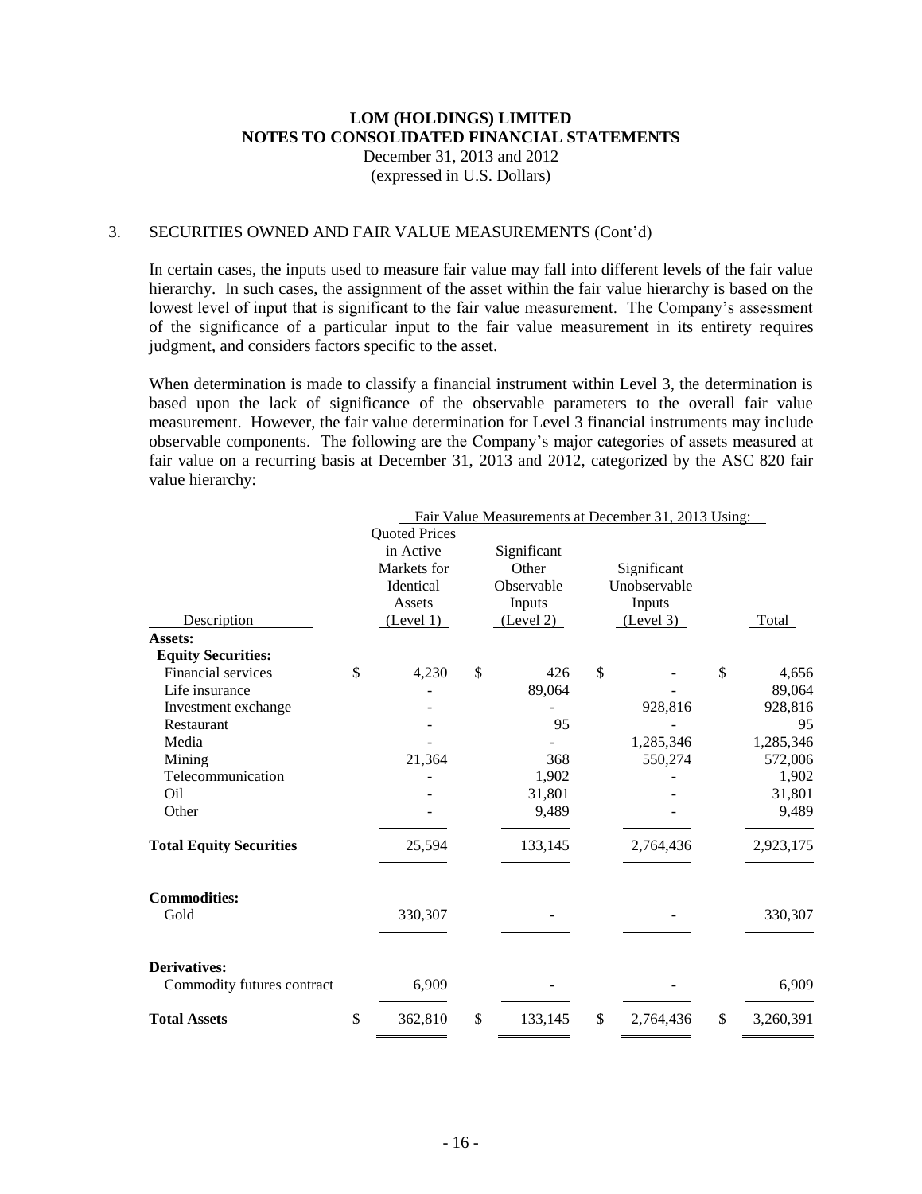**LOM (HOLDINGS) LIMITED**
**NOTES TO CONSOLIDATED FINANCIAL STATEMENTS**
December 31, 2013 and 2012
(expressed in U.S. Dollars)

3. SECURITIES OWNED AND FAIR VALUE MEASUREMENTS (Cont'd)

In certain cases, the inputs used to measure fair value may fall into different levels of the fair value hierarchy. In such cases, the assignment of the asset within the fair value hierarchy is based on the lowest level of input that is significant to the fair value measurement. The Company's assessment of the significance of a particular input to the fair value measurement in its entirety requires judgment, and considers factors specific to the asset.

When determination is made to classify a financial instrument within Level 3, the determination is based upon the lack of significance of the observable parameters to the overall fair value measurement. However, the fair value determination for Level 3 financial instruments may include observable components. The following are the Company's major categories of assets measured at fair value on a recurring basis at December 31, 2013 and 2012, categorized by the ASC 820 fair value hierarchy:

| | Fair Value Measurements at December 31, 2013 Using: | | | |
|---|---|---|---|---|
| Description | Quoted Prices in Active Markets for Identical Assets (Level 1) | Significant Other Observable Inputs (Level 2) | Significant Unobservable Inputs (Level 3) | Total |
| **Assets:** | | | | |
| **Equity Securities:** | | | | |
| Financial services | $ 4,230 | $ 426 | $ - | $ 4,656 |
| Life insurance | - | 89,064 | - | 89,064 |
| Investment exchange | - | - | 928,816 | 928,816 |
| Restaurant | - | 95 | - | 95 |
| Media | - | - | 1,285,346 | 1,285,346 |
| Mining | 21,364 | 368 | 550,274 | 572,006 |
| Telecommunication | - | 1,902 | - | 1,902 |
| Oil | - | 31,801 | - | 31,801 |
| Other | - | 9,489 | - | 9,489 |
| **Total Equity Securities** | 25,594 | 133,145 | 2,764,436 | 2,923,175 |
| **Commodities:** | | | | |
| Gold | 330,307 | - | - | 330,307 |
| **Derivatives:** | | | | |
| Commodity futures contract | 6,909 | - | - | 6,909 |
| **Total Assets** | $ 362,810 | $ 133,145 | $ 2,764,436 | $ 3,260,391 |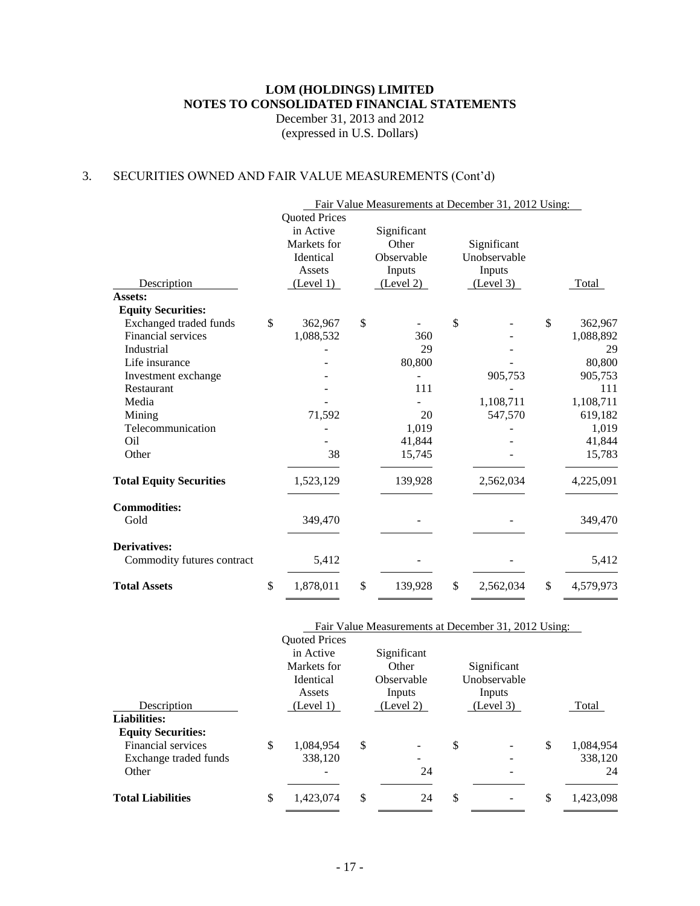**LOM (HOLDINGS) LIMITED**
**NOTES TO CONSOLIDATED FINANCIAL STATEMENTS**
December 31, 2013 and 2012
(expressed in U.S. Dollars)

## 3. SECURITIES OWNED AND FAIR VALUE MEASUREMENTS (Cont'd)

| | Fair Value Measurements at December 31, 2012 Using: | | | |
|---|---|---|---|---|
| Description | Quoted Prices in Active Markets for Identical Assets (Level 1) | Significant Other Observable Inputs (Level 2) | Significant Unobservable Inputs (Level 3) | Total |
| **Assets:** | | | | |
| **Equity Securities:** | | | | |
| Exchanged traded funds | $ 362,967 | $ - | $ - | $ 362,967 |
| Financial services | 1,088,532 | 360 | - | 1,088,892 |
| Industrial | - | 29 | - | 29 |
| Life insurance | - | 80,800 | - | 80,800 |
| Investment exchange | - | - | 905,753 | 905,753 |
| Restaurant | - | 111 | - | 111 |
| Media | - | - | 1,108,711 | 1,108,711 |
| Mining | 71,592 | 20 | 547,570 | 619,182 |
| Telecommunication | - | 1,019 | - | 1,019 |
| Oil | - | 41,844 | - | 41,844 |
| Other | 38 | 15,745 | - | 15,783 |
| **Total Equity Securities** | 1,523,129 | 139,928 | 2,562,034 | 4,225,091 |
| **Commodities:** | | | | |
| Gold | 349,470 | - | - | 349,470 |
| **Derivatives:** | | | | |
| Commodity futures contract | 5,412 | - | - | 5,412 |
| **Total Assets** | $ 1,878,011 | $ 139,928 | $ 2,562,034 | $ 4,579,973 |

| | Fair Value Measurements at December 31, 2012 Using: | | | |
|---|---|---|---|---|
| Description | Quoted Prices in Active Markets for Identical Assets (Level 1) | Significant Other Observable Inputs (Level 2) | Significant Unobservable Inputs (Level 3) | Total |
| **Liabilities:** | | | | |
| **Equity Securities:** | | | | |
| Financial services | $ 1,084,954 | $ - | $ - | $ 1,084,954 |
| Exchange traded funds | 338,120 | - | - | 338,120 |
| Other | - | 24 | - | 24 |
| **Total Liabilities** | $ 1,423,074 | $ 24 | $ - | $ 1,423,098 |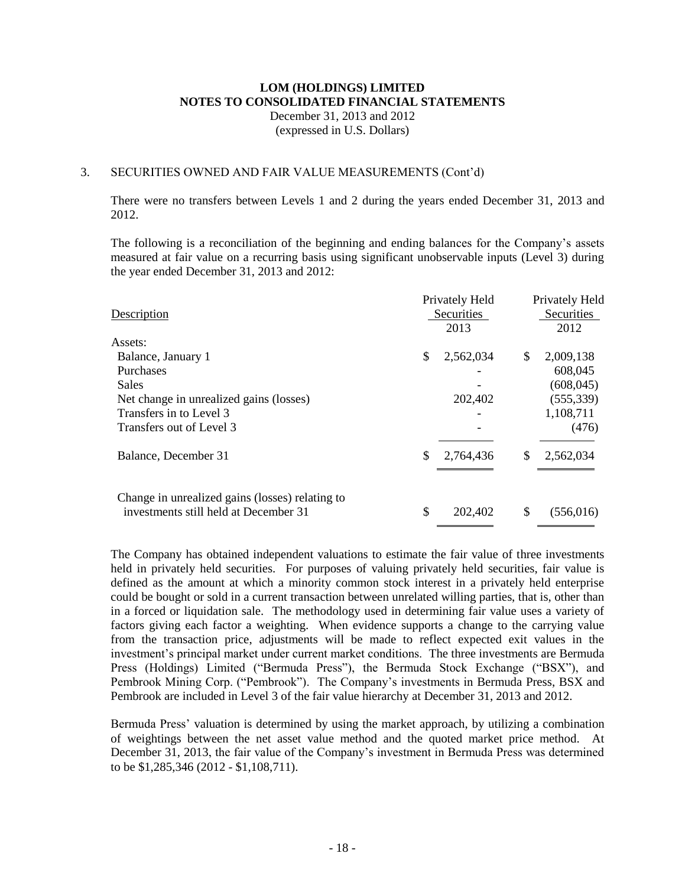# LOM (HOLDINGS) LIMITED
## NOTES TO CONSOLIDATED FINANCIAL STATEMENTS
December 31, 2013 and 2012
(expressed in U.S. Dollars)

3. SECURITIES OWNED AND FAIR VALUE MEASUREMENTS (Cont'd)

There were no transfers between Levels 1 and 2 during the years ended December 31, 2013 and 2012.

The following is a reconciliation of the beginning and ending balances for the Company's assets measured at fair value on a recurring basis using significant unobservable inputs (Level 3) during the year ended December 31, 2013 and 2012:

| Description | Privately Held Securities 2013 | Privately Held Securities 2012 |
|---|---|---|
| Assets: | | |
| Balance, January 1 | $ 2,562,034 | $ 2,009,138 |
| Purchases | - | 608,045 |
| Sales | - | (608,045) |
| Net change in unrealized gains (losses) | 202,402 | (555,339) |
| Transfers in to Level 3 | - | 1,108,711 |
| Transfers out of Level 3 | - | (476) |
| Balance, December 31 | $ 2,764,436 | $ 2,562,034 |
| Change in unrealized gains (losses) relating to investments still held at December 31 | $ 202,402 | $ (556,016) |

The Company has obtained independent valuations to estimate the fair value of three investments held in privately held securities. For purposes of valuing privately held securities, fair value is defined as the amount at which a minority common stock interest in a privately held enterprise could be bought or sold in a current transaction between unrelated willing parties, that is, other than in a forced or liquidation sale. The methodology used in determining fair value uses a variety of factors giving each factor a weighting. When evidence supports a change to the carrying value from the transaction price, adjustments will be made to reflect expected exit values in the investment's principal market under current market conditions. The three investments are Bermuda Press (Holdings) Limited ("Bermuda Press"), the Bermuda Stock Exchange ("BSX"), and Pembrook Mining Corp. ("Pembrook"). The Company's investments in Bermuda Press, BSX and Pembrook are included in Level 3 of the fair value hierarchy at December 31, 2013 and 2012.

Bermuda Press' valuation is determined by using the market approach, by utilizing a combination of weightings between the net asset value method and the quoted market price method. At December 31, 2013, the fair value of the Company's investment in Bermuda Press was determined to be $1,285,346 (2012 - $1,108,711).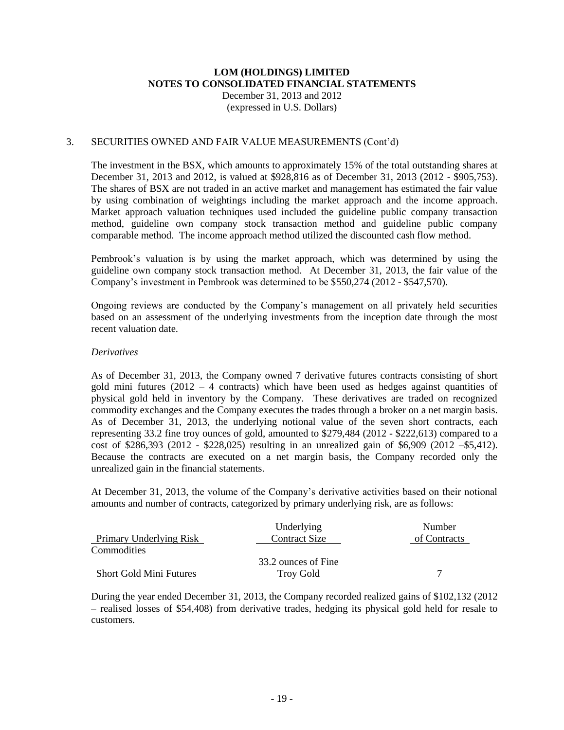# LOM (HOLDINGS) LIMITED
## NOTES TO CONSOLIDATED FINANCIAL STATEMENTS
December 31, 2013 and 2012
(expressed in U.S. Dollars)

3. SECURITIES OWNED AND FAIR VALUE MEASUREMENTS (Cont'd)

The investment in the BSX, which amounts to approximately 15% of the total outstanding shares at December 31, 2013 and 2012, is valued at $928,816 as of December 31, 2013 (2012 - $905,753). The shares of BSX are not traded in an active market and management has estimated the fair value by using combination of weightings including the market approach and the income approach. Market approach valuation techniques used included the guideline public company transaction method, guideline own company stock transaction method and guideline public company comparable method. The income approach method utilized the discounted cash flow method.

Pembrook's valuation is by using the market approach, which was determined by using the guideline own company stock transaction method. At December 31, 2013, the fair value of the Company's investment in Pembrook was determined to be $550,274 (2012 - $547,570).

Ongoing reviews are conducted by the Company's management on all privately held securities based on an assessment of the underlying investments from the inception date through the most recent valuation date.

*Derivatives*

As of December 31, 2013, the Company owned 7 derivative futures contracts consisting of short gold mini futures (2012 – 4 contracts) which have been used as hedges against quantities of physical gold held in inventory by the Company. These derivatives are traded on recognized commodity exchanges and the Company executes the trades through a broker on a net margin basis. As of December 31, 2013, the underlying notional value of the seven short contracts, each representing 33.2 fine troy ounces of gold, amounted to $279,484 (2012 - $222,613) compared to a cost of $286,393 (2012 - $228,025) resulting in an unrealized gain of $6,909 (2012 –$5,412). Because the contracts are executed on a net margin basis, the Company recorded only the unrealized gain in the financial statements.

At December 31, 2013, the volume of the Company's derivative activities based on their notional amounts and number of contracts, categorized by primary underlying risk, are as follows:

| Primary Underlying Risk | Underlying Contract Size | Number of Contracts |
|---|---|---|
| Commodities | | |
| Short Gold Mini Futures | 33.2 ounces of Fine Troy Gold | 7 |

During the year ended December 31, 2013, the Company recorded realized gains of $102,132 (2012 – realised losses of $54,408) from derivative trades, hedging its physical gold held for resale to customers.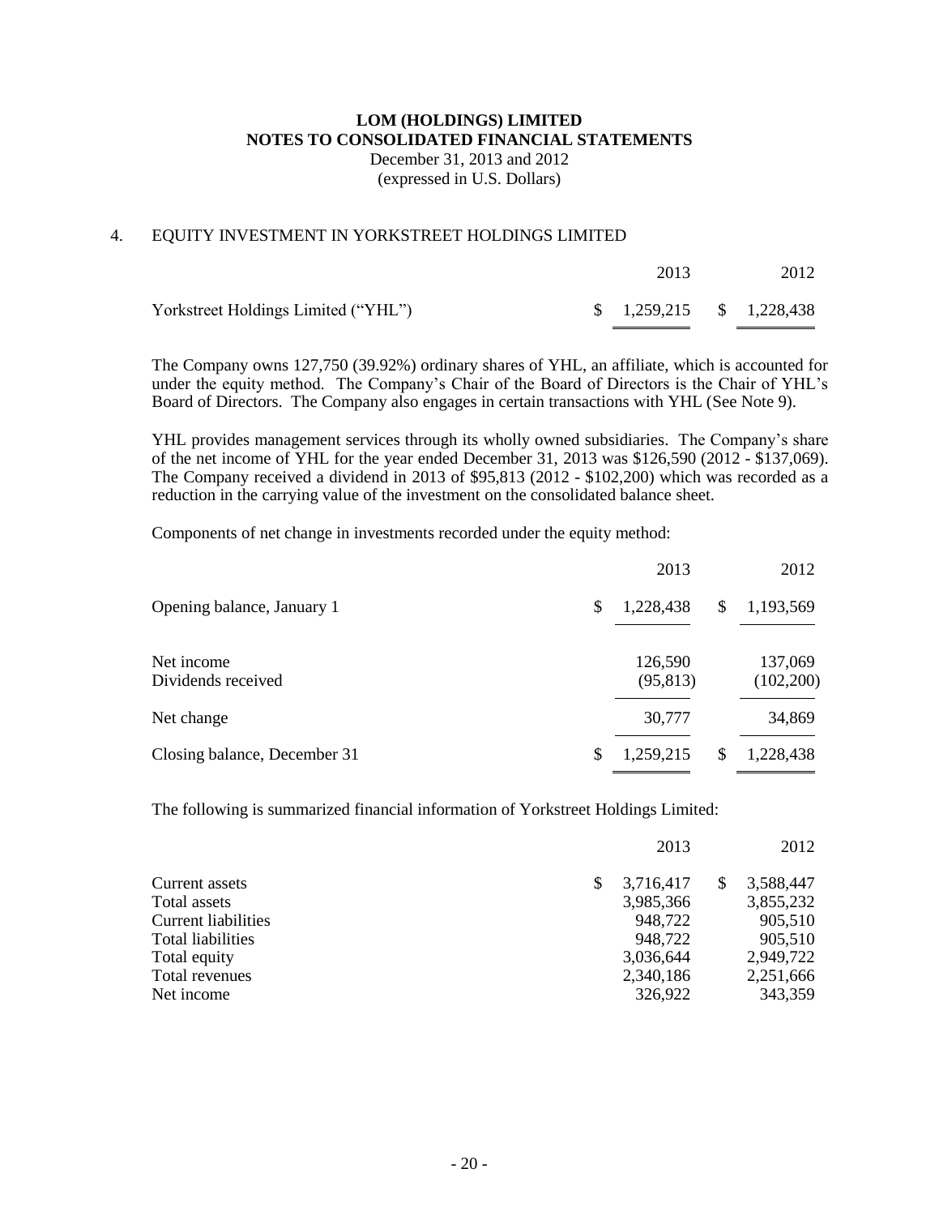# LOM (HOLDINGS) LIMITED
## NOTES TO CONSOLIDATED FINANCIAL STATEMENTS
December 31, 2013 and 2012
(expressed in U.S. Dollars)

### 4. EQUITY INVESTMENT IN YORKSTREET HOLDINGS LIMITED

| | 2013 | 2012 |
|---|---|---|
| Yorkstreet Holdings Limited ("YHL") | $ 1,259,215 | $ 1,228,438 |

The Company owns 127,750 (39.92%) ordinary shares of YHL, an affiliate, which is accounted for under the equity method. The Company's Chair of the Board of Directors is the Chair of YHL's Board of Directors. The Company also engages in certain transactions with YHL (See Note 9).

YHL provides management services through its wholly owned subsidiaries. The Company's share of the net income of YHL for the year ended December 31, 2013 was $126,590 (2012 - $137,069). The Company received a dividend in 2013 of $95,813 (2012 - $102,200) which was recorded as a reduction in the carrying value of the investment on the consolidated balance sheet.

Components of net change in investments recorded under the equity method:

| | 2013 | 2012 |
|---|---|---|
| Opening balance, January 1 | $ 1,228,438 | $ 1,193,569 |
| Net income | 126,590 | 137,069 |
| Dividends received | (95,813) | (102,200) |
| Net change | 30,777 | 34,869 |
| Closing balance, December 31 | $ 1,259,215 | $ 1,228,438 |

The following is summarized financial information of Yorkstreet Holdings Limited:

| | 2013 | 2012 |
|---|---|---|
| Current assets | $ 3,716,417 | $ 3,588,447 |
| Total assets | 3,985,366 | 3,855,232 |
| Current liabilities | 948,722 | 905,510 |
| Total liabilities | 948,722 | 905,510 |
| Total equity | 3,036,644 | 2,949,722 |
| Total revenues | 2,340,186 | 2,251,666 |
| Net income | 326,922 | 343,359 |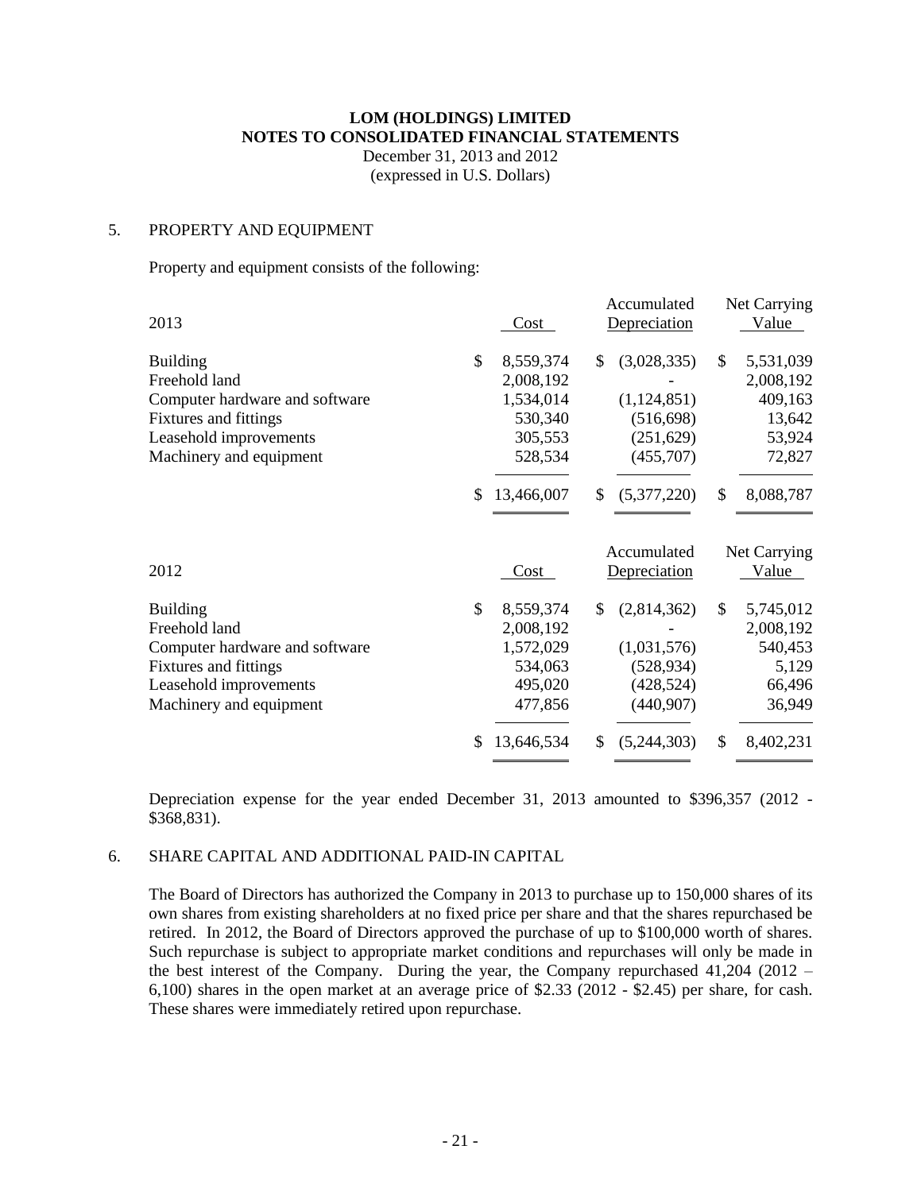**LOM (HOLDINGS) LIMITED**
**NOTES TO CONSOLIDATED FINANCIAL STATEMENTS**
December 31, 2013 and 2012
(expressed in U.S. Dollars)

## 5. PROPERTY AND EQUIPMENT

Property and equipment consists of the following:

| 2013 | Cost | Accumulated Depreciation | Net Carrying Value |
|---|---|---|---|
| Building | $ 8,559,374 | $ (3,028,335) | $ 5,531,039 |
| Freehold land | 2,008,192 | - | 2,008,192 |
| Computer hardware and software | 1,534,014 | (1,124,851) | 409,163 |
| Fixtures and fittings | 530,340 | (516,698) | 13,642 |
| Leasehold improvements | 305,553 | (251,629) | 53,924 |
| Machinery and equipment | 528,534 | (455,707) | 72,827 |
| | $ 13,466,007 | $ (5,377,220) | $ 8,088,787 |

| 2012 | Cost | Accumulated Depreciation | Net Carrying Value |
|---|---|---|---|
| Building | $ 8,559,374 | $ (2,814,362) | $ 5,745,012 |
| Freehold land | 2,008,192 | - | 2,008,192 |
| Computer hardware and software | 1,572,029 | (1,031,576) | 540,453 |
| Fixtures and fittings | 534,063 | (528,934) | 5,129 |
| Leasehold improvements | 495,020 | (428,524) | 66,496 |
| Machinery and equipment | 477,856 | (440,907) | 36,949 |
| | $ 13,646,534 | $ (5,244,303) | $ 8,402,231 |

Depreciation expense for the year ended December 31, 2013 amounted to $396,357 (2012 - $368,831).

## 6. SHARE CAPITAL AND ADDITIONAL PAID-IN CAPITAL

The Board of Directors has authorized the Company in 2013 to purchase up to 150,000 shares of its own shares from existing shareholders at no fixed price per share and that the shares repurchased be retired. In 2012, the Board of Directors approved the purchase of up to $100,000 worth of shares. Such repurchase is subject to appropriate market conditions and repurchases will only be made in the best interest of the Company. During the year, the Company repurchased 41,204 (2012 – 6,100) shares in the open market at an average price of $2.33 (2012 - $2.45) per share, for cash. These shares were immediately retired upon repurchase.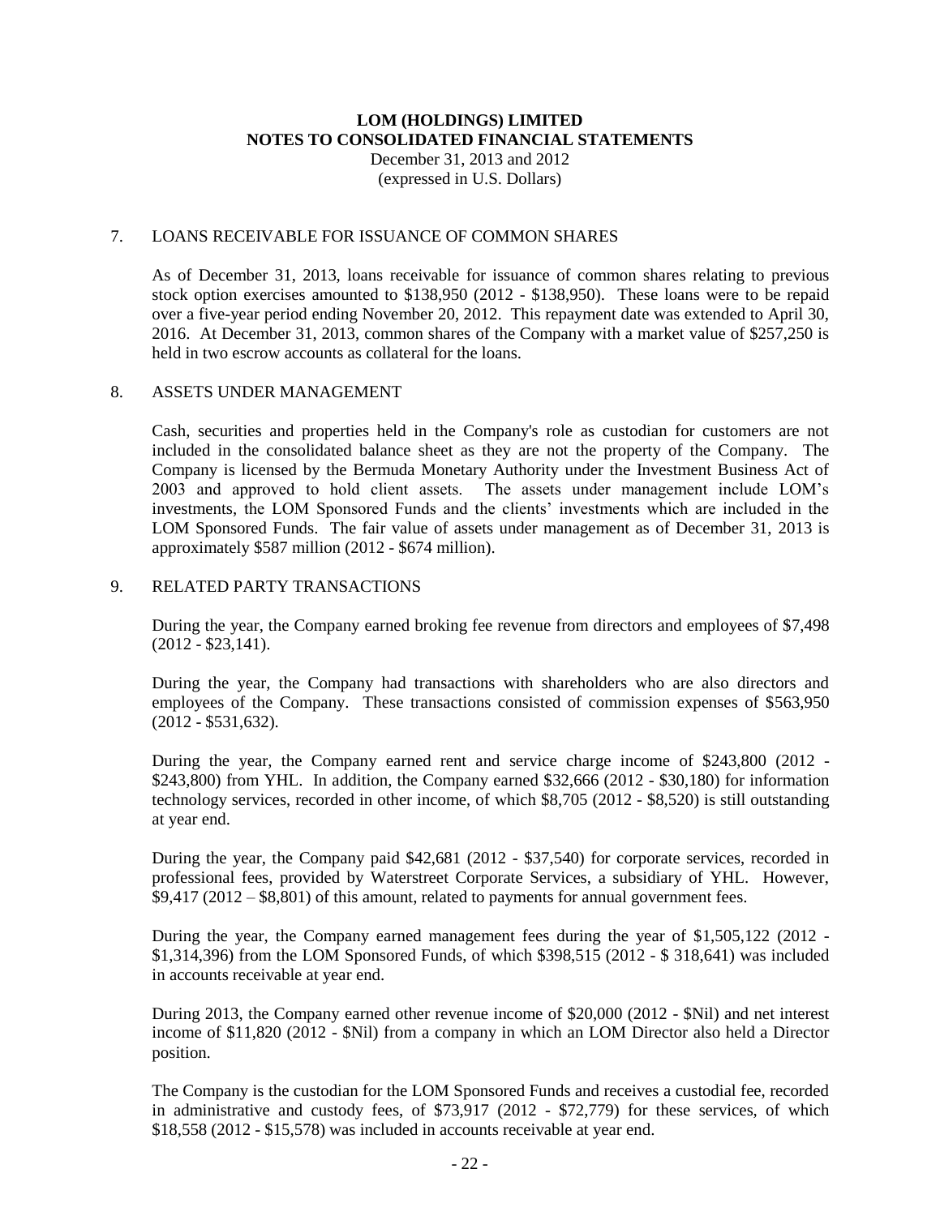**LOM (HOLDINGS) LIMITED**
**NOTES TO CONSOLIDATED FINANCIAL STATEMENTS**
December 31, 2013 and 2012
(expressed in U.S. Dollars)

## 7. LOANS RECEIVABLE FOR ISSUANCE OF COMMON SHARES

As of December 31, 2013, loans receivable for issuance of common shares relating to previous stock option exercises amounted to $138,950 (2012 - $138,950). These loans were to be repaid over a five-year period ending November 20, 2012. This repayment date was extended to April 30, 2016. At December 31, 2013, common shares of the Company with a market value of $257,250 is held in two escrow accounts as collateral for the loans.

## 8. ASSETS UNDER MANAGEMENT

Cash, securities and properties held in the Company's role as custodian for customers are not included in the consolidated balance sheet as they are not the property of the Company. The Company is licensed by the Bermuda Monetary Authority under the Investment Business Act of 2003 and approved to hold client assets. The assets under management include LOM's investments, the LOM Sponsored Funds and the clients' investments which are included in the LOM Sponsored Funds. The fair value of assets under management as of December 31, 2013 is approximately $587 million (2012 - $674 million).

## 9. RELATED PARTY TRANSACTIONS

During the year, the Company earned broking fee revenue from directors and employees of $7,498 (2012 - $23,141).

During the year, the Company had transactions with shareholders who are also directors and employees of the Company. These transactions consisted of commission expenses of $563,950 (2012 - $531,632).

During the year, the Company earned rent and service charge income of $243,800 (2012 - $243,800) from YHL. In addition, the Company earned $32,666 (2012 - $30,180) for information technology services, recorded in other income, of which $8,705 (2012 - $8,520) is still outstanding at year end.

During the year, the Company paid $42,681 (2012 - $37,540) for corporate services, recorded in professional fees, provided by Waterstreet Corporate Services, a subsidiary of YHL. However, $9,417 (2012 – $8,801) of this amount, related to payments for annual government fees.

During the year, the Company earned management fees during the year of $1,505,122 (2012 - $1,314,396) from the LOM Sponsored Funds, of which $398,515 (2012 - $ 318,641) was included in accounts receivable at year end.

During 2013, the Company earned other revenue income of $20,000 (2012 - $Nil) and net interest income of $11,820 (2012 - $Nil) from a company in which an LOM Director also held a Director position.

The Company is the custodian for the LOM Sponsored Funds and receives a custodial fee, recorded in administrative and custody fees, of $73,917 (2012 - $72,779) for these services, of which $18,558 (2012 - $15,578) was included in accounts receivable at year end.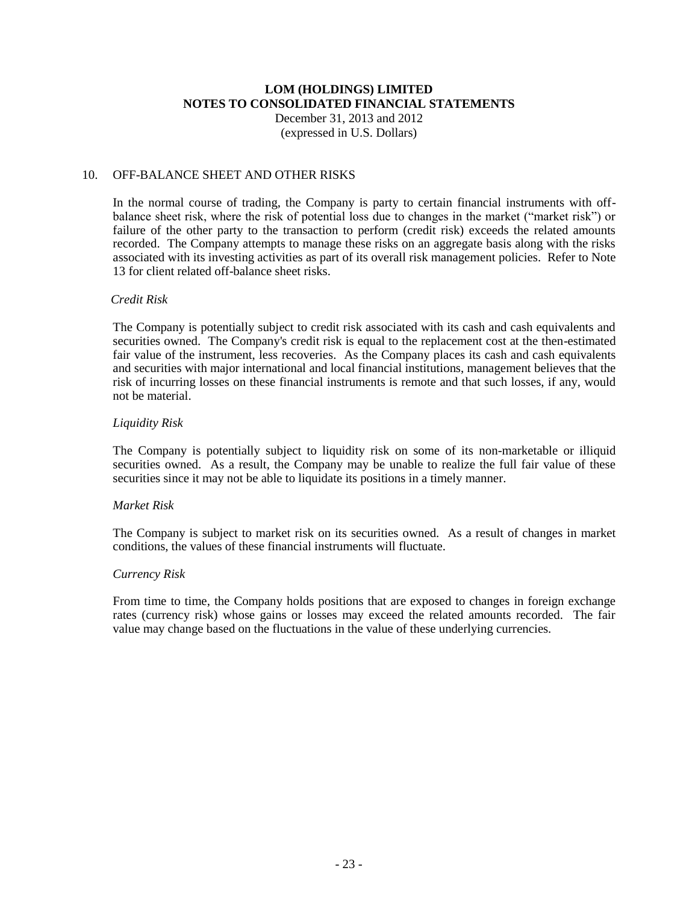# LOM (HOLDINGS) LIMITED
## NOTES TO CONSOLIDATED FINANCIAL STATEMENTS
December 31, 2013 and 2012
(expressed in U.S. Dollars)

## 10. OFF-BALANCE SHEET AND OTHER RISKS

In the normal course of trading, the Company is party to certain financial instruments with off-balance sheet risk, where the risk of potential loss due to changes in the market ("market risk") or failure of the other party to the transaction to perform (credit risk) exceeds the related amounts recorded. The Company attempts to manage these risks on an aggregate basis along with the risks associated with its investing activities as part of its overall risk management policies. Refer to Note 13 for client related off-balance sheet risks.

*Credit Risk*

The Company is potentially subject to credit risk associated with its cash and cash equivalents and securities owned. The Company's credit risk is equal to the replacement cost at the then-estimated fair value of the instrument, less recoveries. As the Company places its cash and cash equivalents and securities with major international and local financial institutions, management believes that the risk of incurring losses on these financial instruments is remote and that such losses, if any, would not be material.

*Liquidity Risk*

The Company is potentially subject to liquidity risk on some of its non-marketable or illiquid securities owned. As a result, the Company may be unable to realize the full fair value of these securities since it may not be able to liquidate its positions in a timely manner.

*Market Risk*

The Company is subject to market risk on its securities owned. As a result of changes in market conditions, the values of these financial instruments will fluctuate.

*Currency Risk*

From time to time, the Company holds positions that are exposed to changes in foreign exchange rates (currency risk) whose gains or losses may exceed the related amounts recorded. The fair value may change based on the fluctuations in the value of these underlying currencies.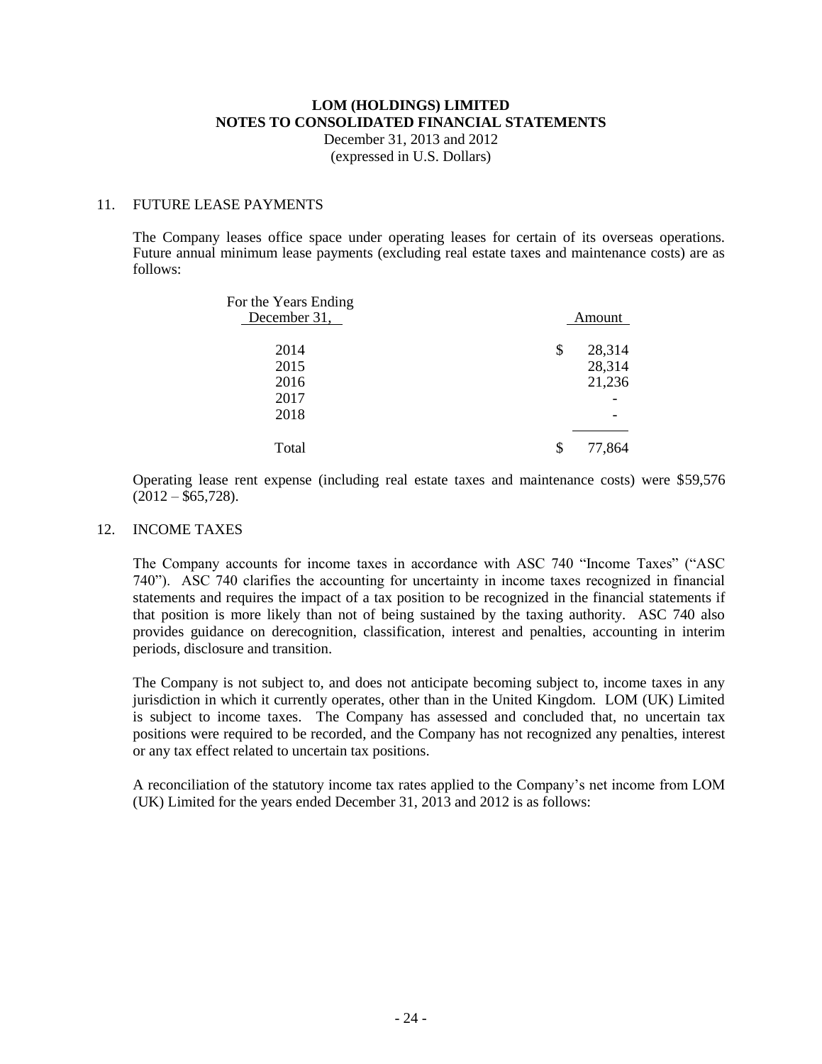# LOM (HOLDINGS) LIMITED
## NOTES TO CONSOLIDATED FINANCIAL STATEMENTS
December 31, 2013 and 2012
(expressed in U.S. Dollars)

### 11. FUTURE LEASE PAYMENTS

The Company leases office space under operating leases for certain of its overseas operations. Future annual minimum lease payments (excluding real estate taxes and maintenance costs) are as follows:

| For the Years Ending December 31, | Amount |
|---|---|
| 2014 | $ 28,314 |
| 2015 | 28,314 |
| 2016 | 21,236 |
| 2017 | - |
| 2018 | - |
| Total | $ 77,864 |

Operating lease rent expense (including real estate taxes and maintenance costs) were $59,576 (2012 – $65,728).

### 12. INCOME TAXES

The Company accounts for income taxes in accordance with ASC 740 "Income Taxes" ("ASC 740"). ASC 740 clarifies the accounting for uncertainty in income taxes recognized in financial statements and requires the impact of a tax position to be recognized in the financial statements if that position is more likely than not of being sustained by the taxing authority. ASC 740 also provides guidance on derecognition, classification, interest and penalties, accounting in interim periods, disclosure and transition.

The Company is not subject to, and does not anticipate becoming subject to, income taxes in any jurisdiction in which it currently operates, other than in the United Kingdom. LOM (UK) Limited is subject to income taxes. The Company has assessed and concluded that, no uncertain tax positions were required to be recorded, and the Company has not recognized any penalties, interest or any tax effect related to uncertain tax positions.

A reconciliation of the statutory income tax rates applied to the Company's net income from LOM (UK) Limited for the years ended December 31, 2013 and 2012 is as follows: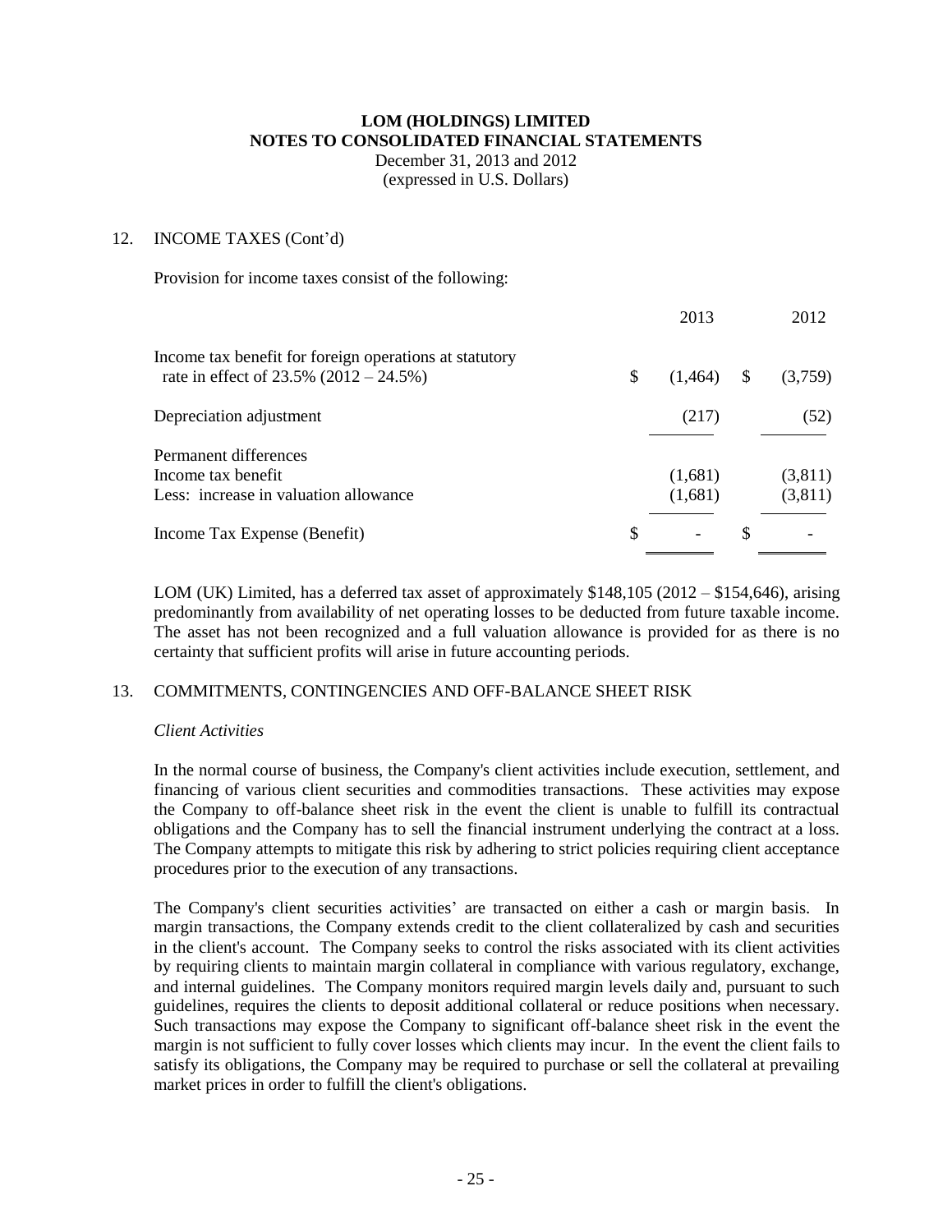**LOM (HOLDINGS) LIMITED**
**NOTES TO CONSOLIDATED FINANCIAL STATEMENTS**
December 31, 2013 and 2012
(expressed in U.S. Dollars)

## 12. INCOME TAXES (Cont'd)

Provision for income taxes consist of the following:

| | 2013 | 2012 |
|---|---|---|
| Income tax benefit for foreign operations at statutory rate in effect of 23.5% (2012 – 24.5%) | $ (1,464) | $ (3,759) |
| Depreciation adjustment | (217) | (52) |
| Permanent differences | | |
| Income tax benefit | (1,681) | (3,811) |
| Less: increase in valuation allowance | (1,681) | (3,811) |
| Income Tax Expense (Benefit) | $ - | $ - |

LOM (UK) Limited, has a deferred tax asset of approximately $148,105 (2012 – $154,646), arising predominantly from availability of net operating losses to be deducted from future taxable income. The asset has not been recognized and a full valuation allowance is provided for as there is no certainty that sufficient profits will arise in future accounting periods.

## 13. COMMITMENTS, CONTINGENCIES AND OFF-BALANCE SHEET RISK

*Client Activities*

In the normal course of business, the Company's client activities include execution, settlement, and financing of various client securities and commodities transactions. These activities may expose the Company to off-balance sheet risk in the event the client is unable to fulfill its contractual obligations and the Company has to sell the financial instrument underlying the contract at a loss. The Company attempts to mitigate this risk by adhering to strict policies requiring client acceptance procedures prior to the execution of any transactions.

The Company's client securities activities' are transacted on either a cash or margin basis. In margin transactions, the Company extends credit to the client collateralized by cash and securities in the client's account. The Company seeks to control the risks associated with its client activities by requiring clients to maintain margin collateral in compliance with various regulatory, exchange, and internal guidelines. The Company monitors required margin levels daily and, pursuant to such guidelines, requires the clients to deposit additional collateral or reduce positions when necessary. Such transactions may expose the Company to significant off-balance sheet risk in the event the margin is not sufficient to fully cover losses which clients may incur. In the event the client fails to satisfy its obligations, the Company may be required to purchase or sell the collateral at prevailing market prices in order to fulfill the client's obligations.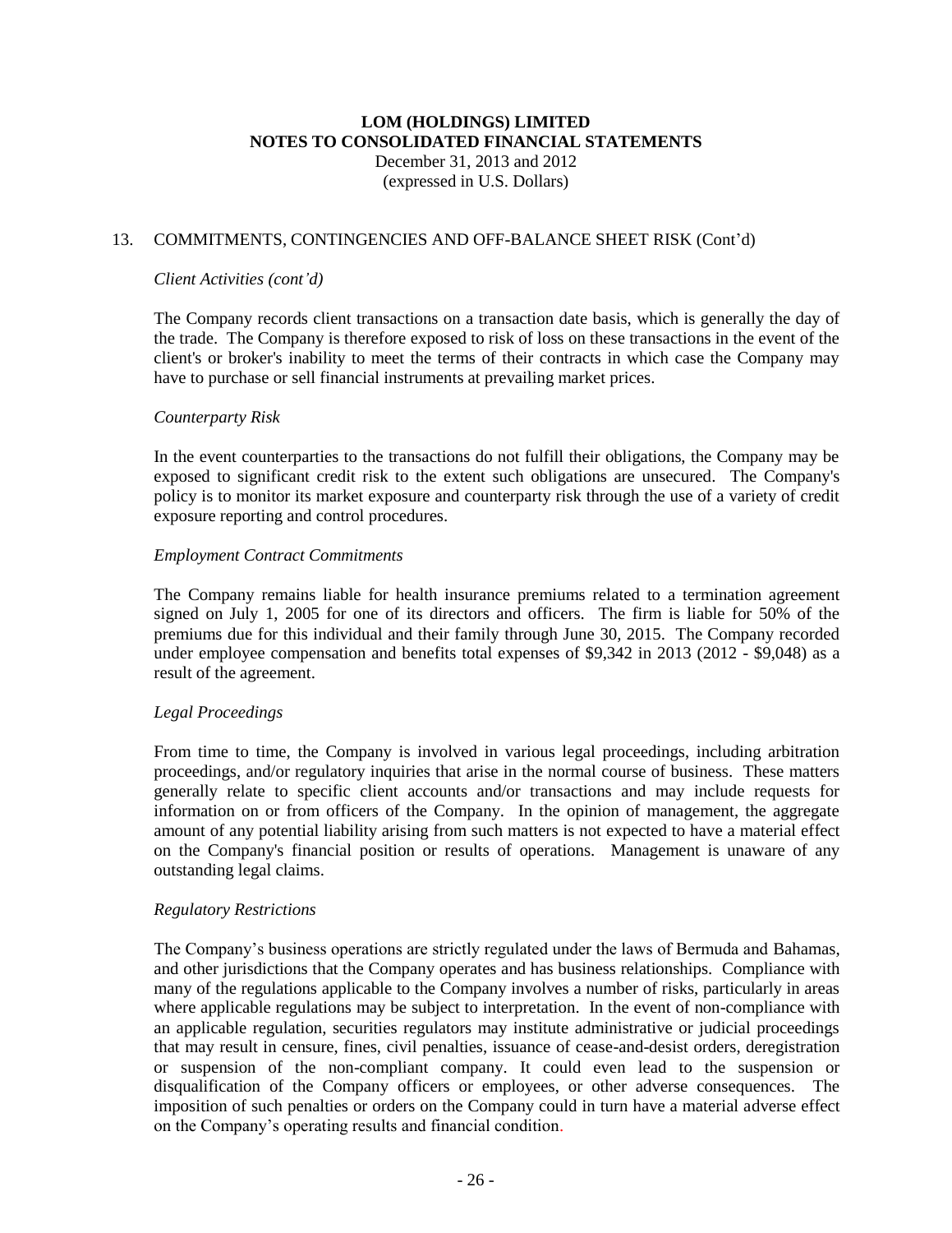## 13. COMMITMENTS, CONTINGENCIES AND OFF-BALANCE SHEET RISK (Cont'd)

*Client Activities (cont'd)*

The Company records client transactions on a transaction date basis, which is generally the day of the trade. The Company is therefore exposed to risk of loss on these transactions in the event of the client's or broker's inability to meet the terms of their contracts in which case the Company may have to purchase or sell financial instruments at prevailing market prices.

*Counterparty Risk*

In the event counterparties to the transactions do not fulfill their obligations, the Company may be exposed to significant credit risk to the extent such obligations are unsecured. The Company's policy is to monitor its market exposure and counterparty risk through the use of a variety of credit exposure reporting and control procedures.

*Employment Contract Commitments*

The Company remains liable for health insurance premiums related to a termination agreement signed on July 1, 2005 for one of its directors and officers. The firm is liable for 50% of the premiums due for this individual and their family through June 30, 2015. The Company recorded under employee compensation and benefits total expenses of $9,342 in 2013 (2012 - $9,048) as a result of the agreement.

*Legal Proceedings*

From time to time, the Company is involved in various legal proceedings, including arbitration proceedings, and/or regulatory inquiries that arise in the normal course of business. These matters generally relate to specific client accounts and/or transactions and may include requests for information on or from officers of the Company. In the opinion of management, the aggregate amount of any potential liability arising from such matters is not expected to have a material effect on the Company's financial position or results of operations. Management is unaware of any outstanding legal claims.

*Regulatory Restrictions*

The Company's business operations are strictly regulated under the laws of Bermuda and Bahamas, and other jurisdictions that the Company operates and has business relationships. Compliance with many of the regulations applicable to the Company involves a number of risks, particularly in areas where applicable regulations may be subject to interpretation. In the event of non-compliance with an applicable regulation, securities regulators may institute administrative or judicial proceedings that may result in censure, fines, civil penalties, issuance of cease-and-desist orders, deregistration or suspension of the non-compliant company. It could even lead to the suspension or disqualification of the Company officers or employees, or other adverse consequences. The imposition of such penalties or orders on the Company could in turn have a material adverse effect on the Company's operating results and financial condition.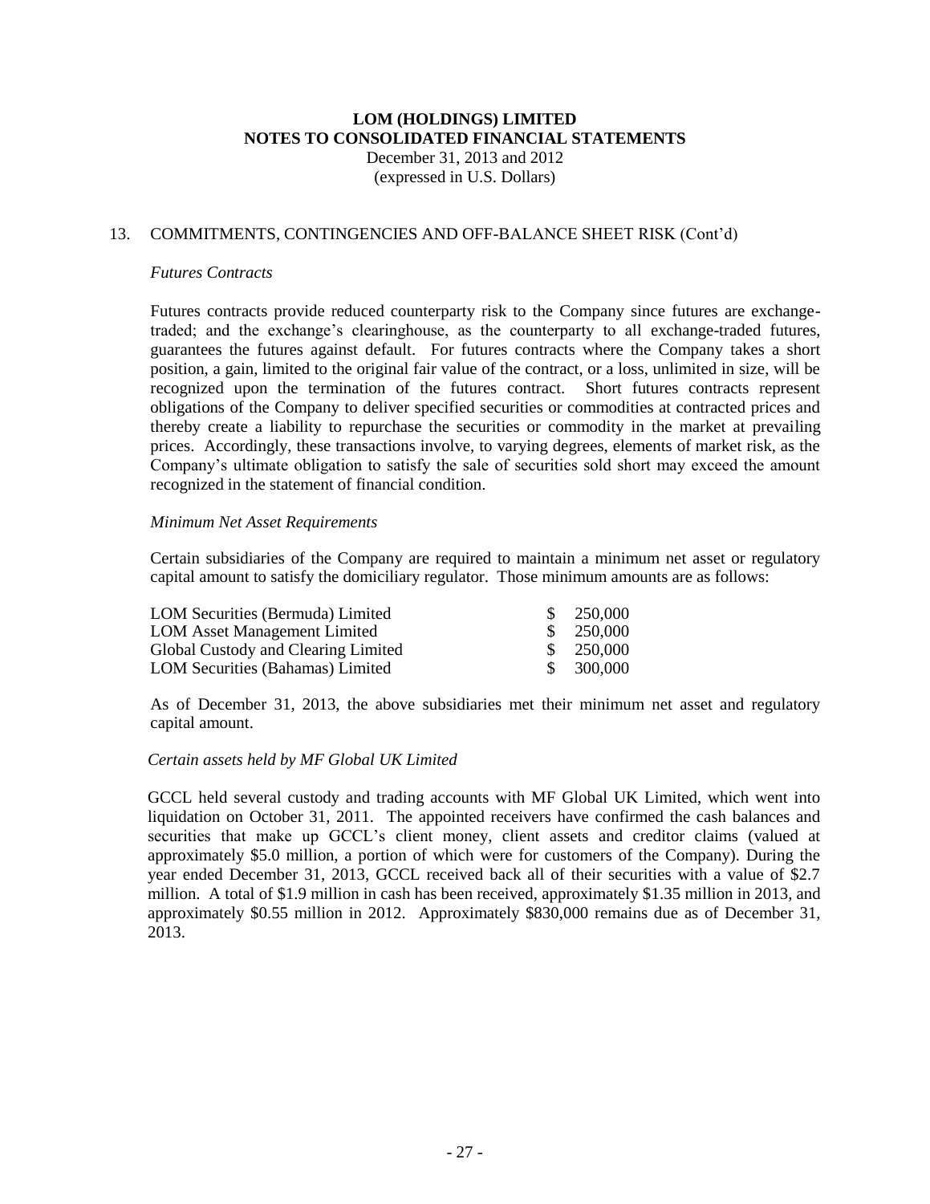# LOM (HOLDINGS) LIMITED
## NOTES TO CONSOLIDATED FINANCIAL STATEMENTS
December 31, 2013 and 2012
(expressed in U.S. Dollars)

13. COMMITMENTS, CONTINGENCIES AND OFF-BALANCE SHEET RISK (Cont'd)

*Futures Contracts*

Futures contracts provide reduced counterparty risk to the Company since futures are exchange-traded; and the exchange's clearinghouse, as the counterparty to all exchange-traded futures, guarantees the futures against default. For futures contracts where the Company takes a short position, a gain, limited to the original fair value of the contract, or a loss, unlimited in size, will be recognized upon the termination of the futures contract. Short futures contracts represent obligations of the Company to deliver specified securities or commodities at contracted prices and thereby create a liability to repurchase the securities or commodity in the market at prevailing prices. Accordingly, these transactions involve, to varying degrees, elements of market risk, as the Company's ultimate obligation to satisfy the sale of securities sold short may exceed the amount recognized in the statement of financial condition.

*Minimum Net Asset Requirements*

Certain subsidiaries of the Company are required to maintain a minimum net asset or regulatory capital amount to satisfy the domiciliary regulator. Those minimum amounts are as follows:

| | |
|---|---|
| LOM Securities (Bermuda) Limited | $ 250,000 |
| LOM Asset Management Limited | $ 250,000 |
| Global Custody and Clearing Limited | $ 250,000 |
| LOM Securities (Bahamas) Limited | $ 300,000 |

As of December 31, 2013, the above subsidiaries met their minimum net asset and regulatory capital amount.

*Certain assets held by MF Global UK Limited*

GCCL held several custody and trading accounts with MF Global UK Limited, which went into liquidation on October 31, 2011. The appointed receivers have confirmed the cash balances and securities that make up GCCL's client money, client assets and creditor claims (valued at approximately $5.0 million, a portion of which were for customers of the Company). During the year ended December 31, 2013, GCCL received back all of their securities with a value of $2.7 million. A total of $1.9 million in cash has been received, approximately $1.35 million in 2013, and approximately $0.55 million in 2012. Approximately $830,000 remains due as of December 31, 2013.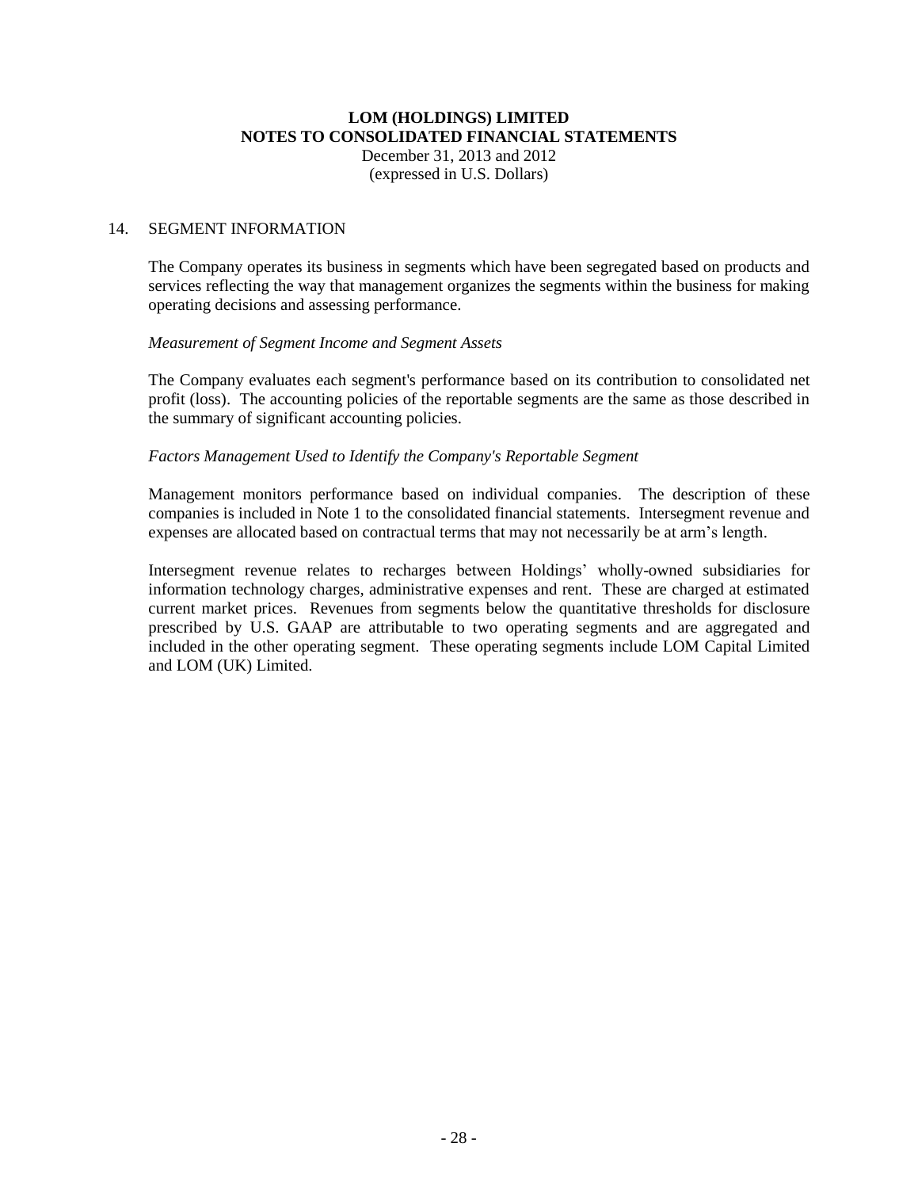## 14. SEGMENT INFORMATION

The Company operates its business in segments which have been segregated based on products and services reflecting the way that management organizes the segments within the business for making operating decisions and assessing performance.

*Measurement of Segment Income and Segment Assets*

The Company evaluates each segment's performance based on its contribution to consolidated net profit (loss). The accounting policies of the reportable segments are the same as those described in the summary of significant accounting policies.

*Factors Management Used to Identify the Company's Reportable Segment*

Management monitors performance based on individual companies. The description of these companies is included in Note 1 to the consolidated financial statements. Intersegment revenue and expenses are allocated based on contractual terms that may not necessarily be at arm's length.

Intersegment revenue relates to recharges between Holdings' wholly-owned subsidiaries for information technology charges, administrative expenses and rent. These are charged at estimated current market prices. Revenues from segments below the quantitative thresholds for disclosure prescribed by U.S. GAAP are attributable to two operating segments and are aggregated and included in the other operating segment. These operating segments include LOM Capital Limited and LOM (UK) Limited.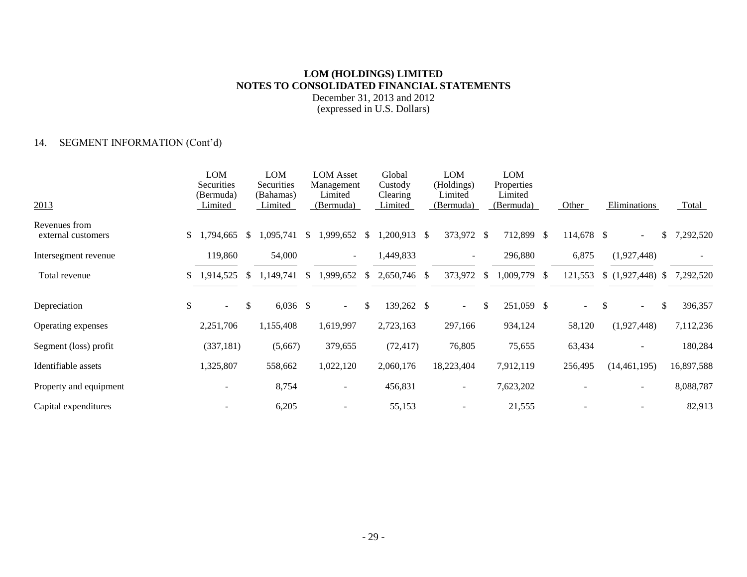# LOM (HOLDINGS) LIMITED
## NOTES TO CONSOLIDATED FINANCIAL STATEMENTS
December 31, 2013 and 2012
(expressed in U.S. Dollars)

### 14. SEGMENT INFORMATION (Cont'd)

| 2013 | LOM Securities (Bermuda) Limited | LOM Securities (Bahamas) Limited | LOM Asset Management Limited (Bermuda) | Global Custody Clearing Limited | LOM (Holdings) Limited (Bermuda) | LOM Properties Limited (Bermuda) | Other | Eliminations | Total |
|---|---|---|---|---|---|---|---|---|---|
| Revenues from external customers | $ 1,794,665 | $ 1,095,741 | $ 1,999,652 | $ 1,200,913 | $ 373,972 | $ 712,899 | $ 114,678 | $ - | $ 7,292,520 |
| Intersegment revenue | 119,860 | 54,000 | - | 1,449,833 | - | 296,880 | 6,875 | (1,927,448) | - |
| Total revenue | $ 1,914,525 | $ 1,149,741 | $ 1,999,652 | $ 2,650,746 | $ 373,972 | $ 1,009,779 | $ 121,553 | $ (1,927,448) | $ 7,292,520 |
| Depreciation | $ - | $ 6,036 | $ - | $ 139,262 | $ - | $ 251,059 | $ - | $ - | $ 396,357 |
| Operating expenses | 2,251,706 | 1,155,408 | 1,619,997 | 2,723,163 | 297,166 | 934,124 | 58,120 | (1,927,448) | 7,112,236 |
| Segment (loss) profit | (337,181) | (5,667) | 379,655 | (72,417) | 76,805 | 75,655 | 63,434 | - | 180,284 |
| Identifiable assets | 1,325,807 | 558,662 | 1,022,120 | 2,060,176 | 18,223,404 | 7,912,119 | 256,495 | (14,461,195) | 16,897,588 |
| Property and equipment | - | 8,754 | - | 456,831 | - | 7,623,202 | - | - | 8,088,787 |
| Capital expenditures | - | 6,205 | - | 55,153 | - | 21,555 | - | - | 82,913 |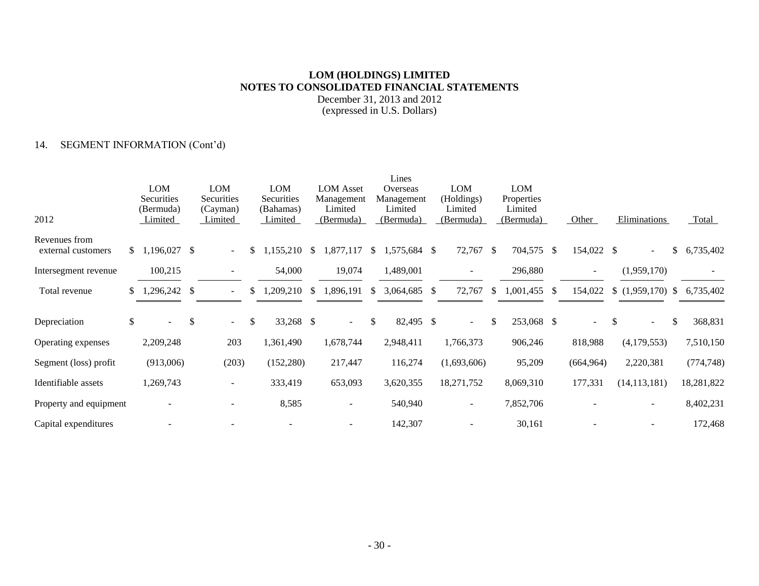# LOM (HOLDINGS) LIMITED
## NOTES TO CONSOLIDATED FINANCIAL STATEMENTS
December 31, 2013 and 2012
(expressed in U.S. Dollars)

### 14. SEGMENT INFORMATION (Cont'd)

| 2012 | LOM Securities (Bermuda) Limited | LOM Securities (Cayman) Limited | LOM Securities (Bahamas) Limited | LOM Asset Management Limited (Bermuda) | Lines Overseas Management Limited (Bermuda) | LOM (Holdings) Limited (Bermuda) | LOM Properties Limited (Bermuda) | Other | Eliminations | Total |
|---|---|---|---|---|---|---|---|---|---|---|
| Revenues from external customers | $ 1,196,027 | $ - | $ 1,155,210 | $ 1,877,117 | $ 1,575,684 | $ 72,767 | $ 704,575 | $ 154,022 | $ - | $ 6,735,402 |
| Intersegment revenue | 100,215 | - | 54,000 | 19,074 | 1,489,001 | - | 296,880 | - | (1,959,170) | - |
| Total revenue | $ 1,296,242 | $ - | $ 1,209,210 | $ 1,896,191 | $ 3,064,685 | $ 72,767 | $ 1,001,455 | $ 154,022 | $ (1,959,170) | $ 6,735,402 |
| Depreciation | $ - | $ - | $ 33,268 | $ - | $ 82,495 | $ - | $ 253,068 | $ - | $ - | $ 368,831 |
| Operating expenses | 2,209,248 | 203 | 1,361,490 | 1,678,744 | 2,948,411 | 1,766,373 | 906,246 | 818,988 | (4,179,553) | 7,510,150 |
| Segment (loss) profit | (913,006) | (203) | (152,280) | 217,447 | 116,274 | (1,693,606) | 95,209 | (664,964) | 2,220,381 | (774,748) |
| Identifiable assets | 1,269,743 | - | 333,419 | 653,093 | 3,620,355 | 18,271,752 | 8,069,310 | 177,331 | (14,113,181) | 18,281,822 |
| Property and equipment | - | - | 8,585 | - | 540,940 | - | 7,852,706 | - | - | 8,402,231 |
| Capital expenditures | - | - | - | - | 142,307 | - | 30,161 | - | - | 172,468 |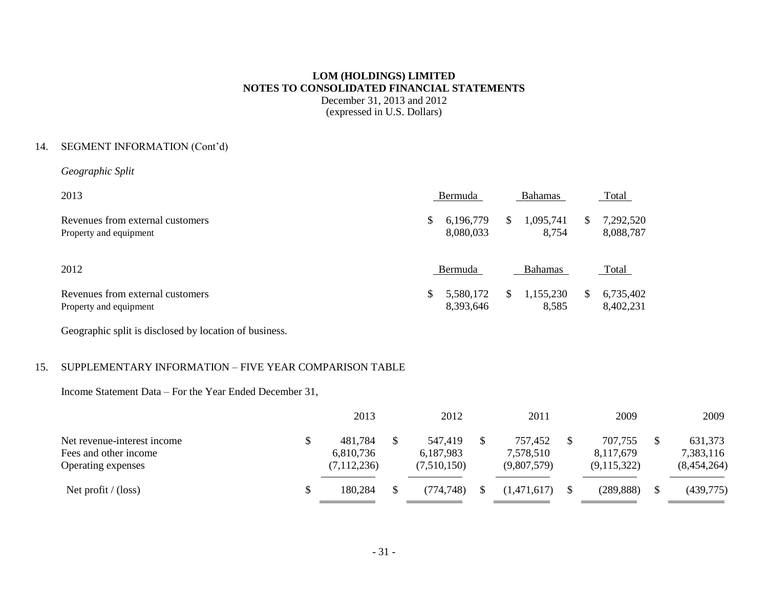**LOM (HOLDINGS) LIMITED**
**NOTES TO CONSOLIDATED FINANCIAL STATEMENTS**
December 31, 2013 and 2012
(expressed in U.S. Dollars)

14. SEGMENT INFORMATION (Cont'd)

*Geographic Split*

| 2013 | Bermuda | Bahamas | Total |
|---|---|---|---|
| Revenues from external customers | $ 6,196,779 | $ 1,095,741 | $ 7,292,520 |
| Property and equipment | 8,080,033 | 8,754 | 8,088,787 |

| 2012 | Bermuda | Bahamas | Total |
|---|---|---|---|
| Revenues from external customers | $ 5,580,172 | $ 1,155,230 | $ 6,735,402 |
| Property and equipment | 8,393,646 | 8,585 | 8,402,231 |

Geographic split is disclosed by location of business.

15. SUPPLEMENTARY INFORMATION – FIVE YEAR COMPARISON TABLE

Income Statement Data – For the Year Ended December 31,

| | 2013 | 2012 | 2011 | 2009 | 2009 |
|---|---|---|---|---|---|
| Net revenue-interest income | $ 481,784 | $ 547,419 | $ 757,452 | $ 707,755 | $ 631,373 |
| Fees and other income | 6,810,736 | 6,187,983 | 7,578,510 | 8,117,679 | 7,383,116 |
| Operating expenses | (7,112,236) | (7,510,150) | (9,807,579) | (9,115,322) | (8,454,264) |
| Net profit / (loss) | $ 180,284 | $ (774,748) | $ (1,471,617) | $ (289,888) | $ (439,775) |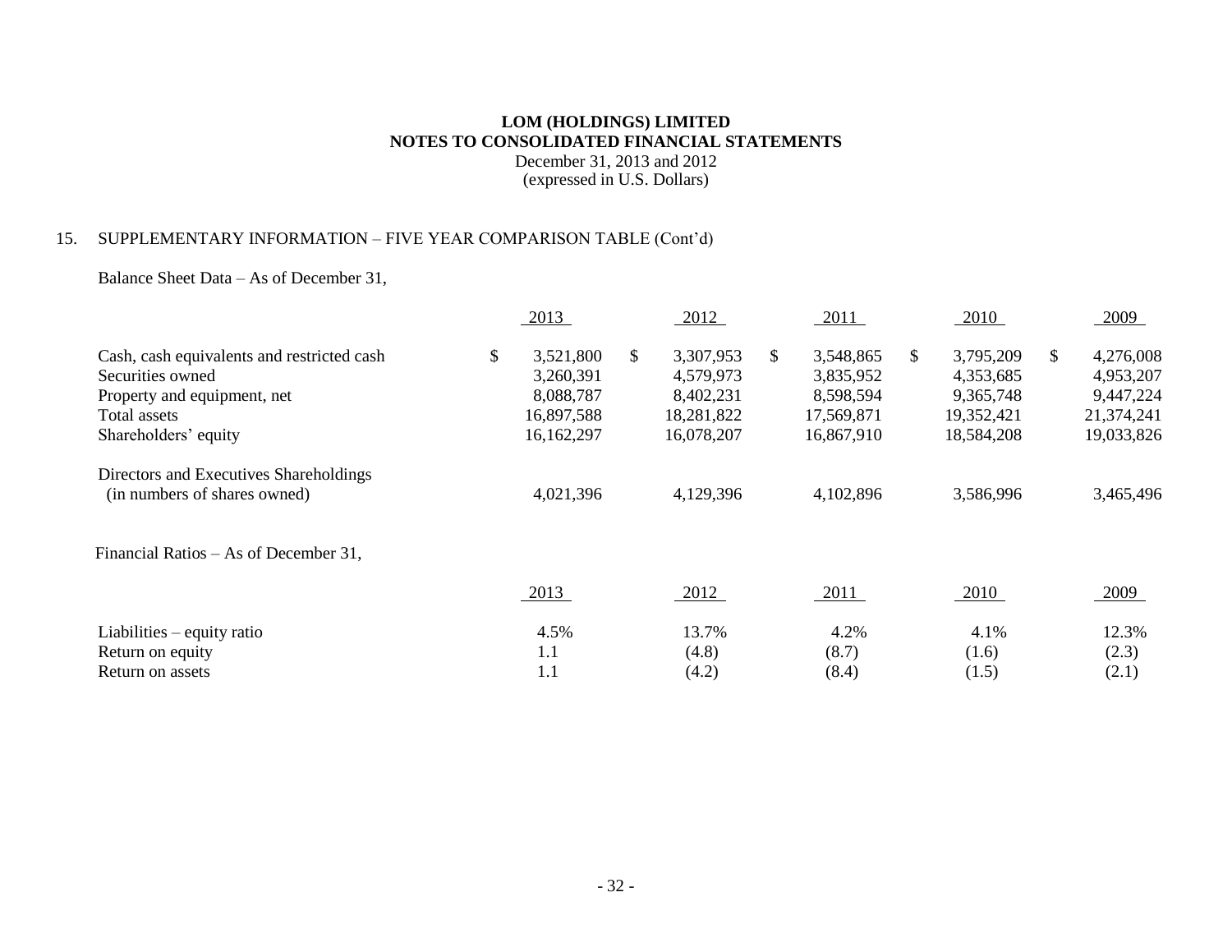# LOM (HOLDINGS) LIMITED
# NOTES TO CONSOLIDATED FINANCIAL STATEMENTS
December 31, 2013 and 2012
(expressed in U.S. Dollars)

## 15. SUPPLEMENTARY INFORMATION – FIVE YEAR COMPARISON TABLE (Cont'd)

Balance Sheet Data – As of December 31,

| | 2013 | 2012 | 2011 | 2010 | 2009 |
|---|---|---|---|---|---|
| Cash, cash equivalents and restricted cash | $ 3,521,800 | $ 3,307,953 | $ 3,548,865 | $ 3,795,209 | $ 4,276,008 |
| Securities owned | 3,260,391 | 4,579,973 | 3,835,952 | 4,353,685 | 4,953,207 |
| Property and equipment, net | 8,088,787 | 8,402,231 | 8,598,594 | 9,365,748 | 9,447,224 |
| Total assets | 16,897,588 | 18,281,822 | 17,569,871 | 19,352,421 | 21,374,241 |
| Shareholders' equity | 16,162,297 | 16,078,207 | 16,867,910 | 18,584,208 | 19,033,826 |
| Directors and Executives Shareholdings (in numbers of shares owned) | 4,021,396 | 4,129,396 | 4,102,896 | 3,586,996 | 3,465,496 |

Financial Ratios – As of December 31,

| | 2013 | 2012 | 2011 | 2010 | 2009 |
|---|---|---|---|---|---|
| Liabilities – equity ratio | 4.5% | 13.7% | 4.2% | 4.1% | 12.3% |
| Return on equity | 1.1 | (4.8) | (8.7) | (1.6) | (2.3) |
| Return on assets | 1.1 | (4.2) | (8.4) | (1.5) | (2.1) |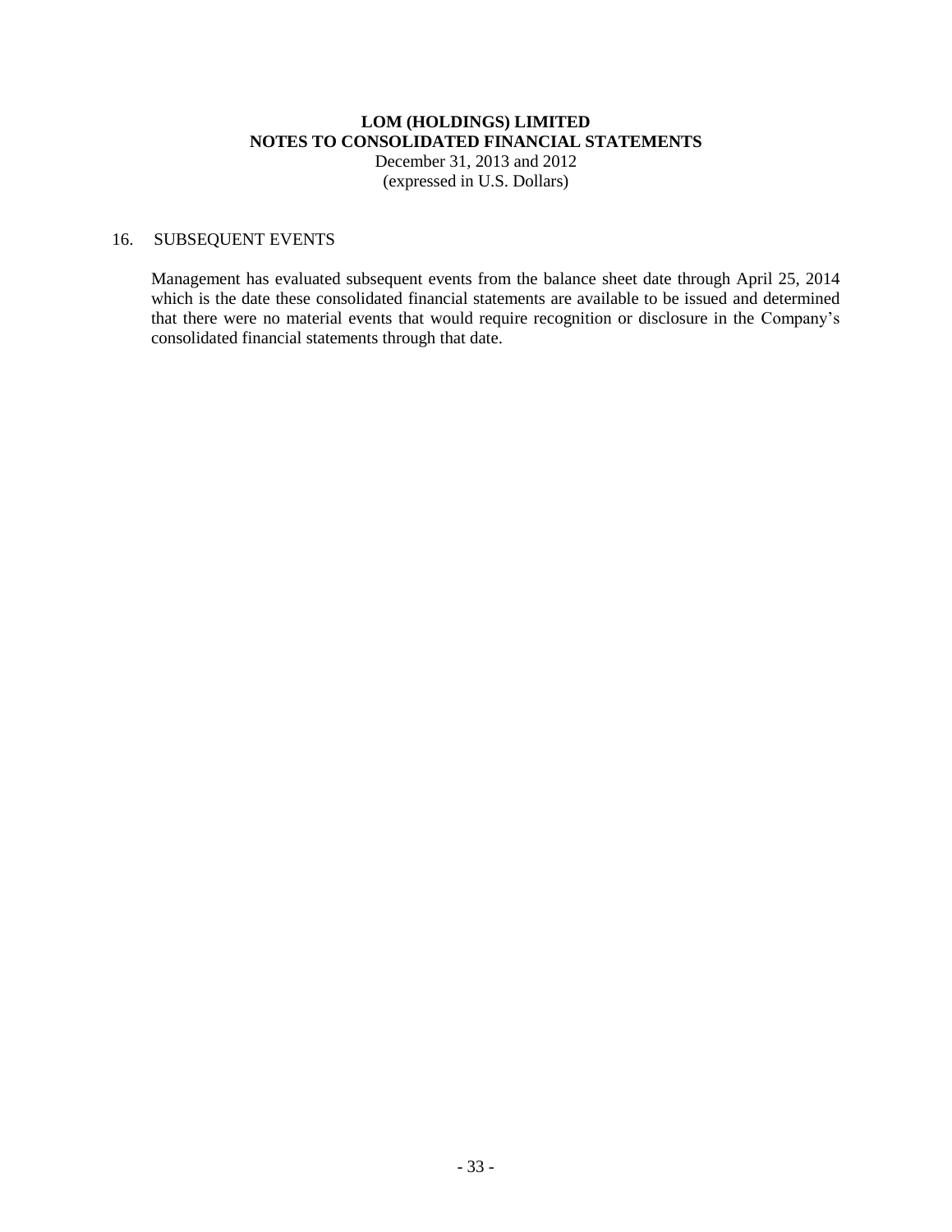## 16. SUBSEQUENT EVENTS

Management has evaluated subsequent events from the balance sheet date through April 25, 2014 which is the date these consolidated financial statements are available to be issued and determined that there were no material events that would require recognition or disclosure in the Company's consolidated financial statements through that date.